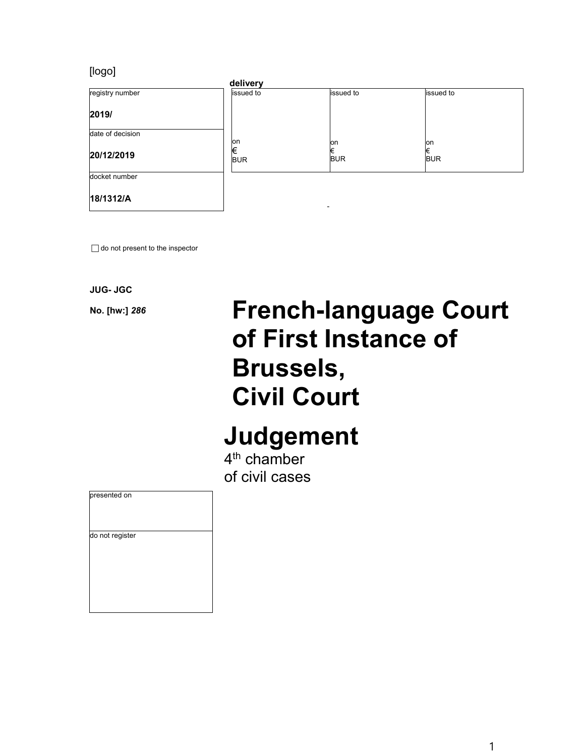[logo]

| registry number<br><br>**2019/** |
| --- |
| date of decision<br><br>**20/12/2019** |
| docket number<br><br>**18/1312/A** |

**delivery**

| issued to | issued to | issued to |
| --- | --- | --- |
| on<br>€<br>BUR | on<br>€<br>BUR | on<br>€<br>BUR |

☐ do not present to the inspector

**JUG- JGC**

**No. [hw:]** ***286***

# French-language Court of First Instance of Brussels, Civil Court

# Judgement

4th chamber
of civil cases

| presented on |
| --- |
| do not register |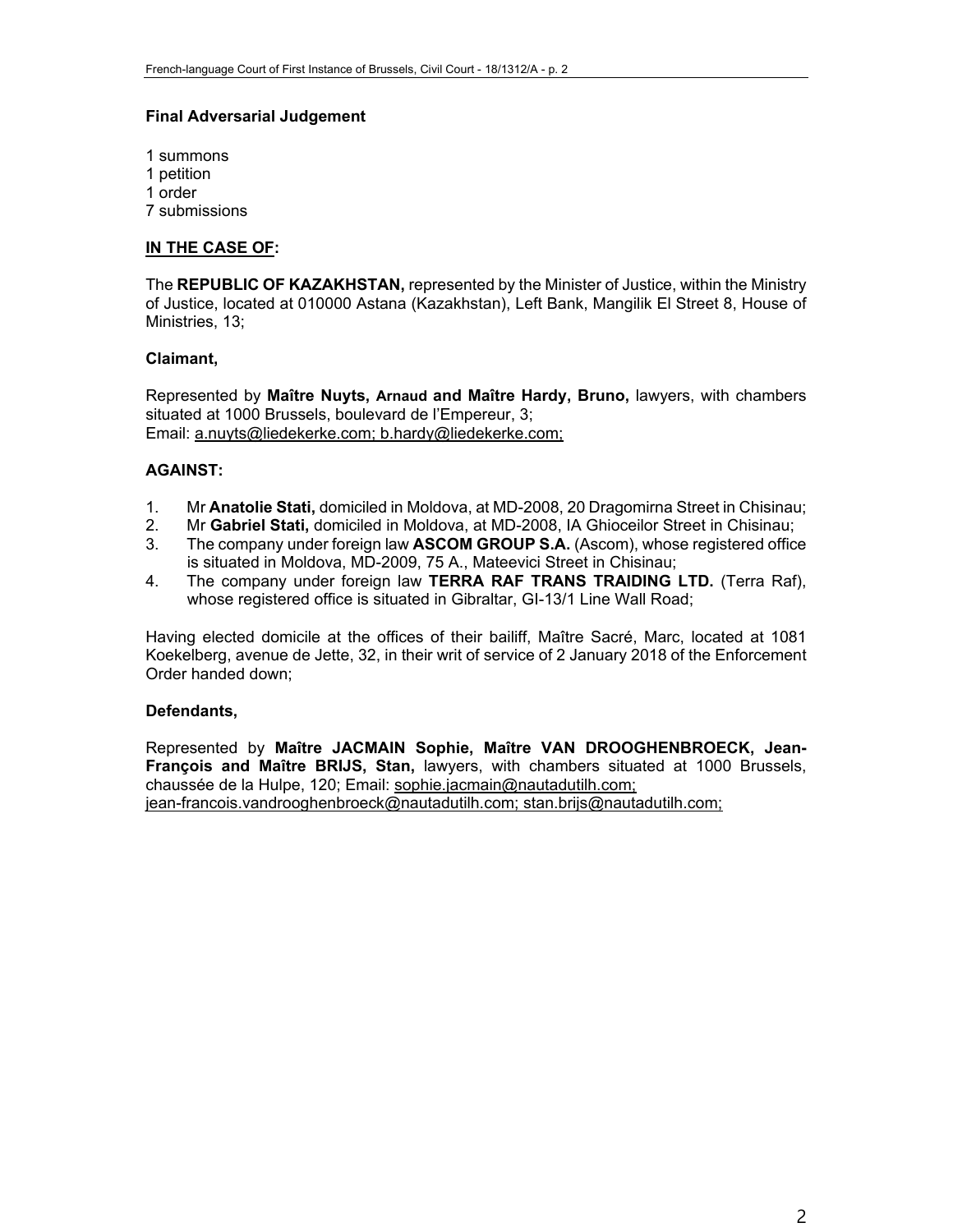**Final Adversarial Judgement**

1 summons
1 petition
1 order
7 submissions

**IN THE CASE OF:**

The **REPUBLIC OF KAZAKHSTAN,** represented by the Minister of Justice, within the Ministry of Justice, located at 010000 Astana (Kazakhstan), Left Bank, Mangilik El Street 8, House of Ministries, 13;

**Claimant,**

Represented by **Maître Nuyts, Arnaud and Maître Hardy, Bruno,** lawyers, with chambers situated at 1000 Brussels, boulevard de l'Empereur, 3;
Email: a.nuyts@liedekerke.com; b.hardy@liedekerke.com;

**AGAINST:**

1. Mr **Anatolie Stati,** domiciled in Moldova, at MD-2008, 20 Dragomirna Street in Chisinau;
2. Mr **Gabriel Stati,** domiciled in Moldova, at MD-2008, IA Ghioceilor Street in Chisinau;
3. The company under foreign law **ASCOM GROUP S.A.** (Ascom), whose registered office is situated in Moldova, MD-2009, 75 A., Mateevici Street in Chisinau;
4. The company under foreign law **TERRA RAF TRANS TRAIDING LTD.** (Terra Raf), whose registered office is situated in Gibraltar, GI-13/1 Line Wall Road;

Having elected domicile at the offices of their bailiff, Maître Sacré, Marc, located at 1081 Koekelberg, avenue de Jette, 32, in their writ of service of 2 January 2018 of the Enforcement Order handed down;

**Defendants,**

Represented by **Maître JACMAIN Sophie, Maître VAN DROOGHENBROECK, Jean-François and Maître BRIJS, Stan,** lawyers, with chambers situated at 1000 Brussels, chaussée de la Hulpe, 120; Email: sophie.jacmain@nautadutilh.com; jean-francois.vandrooghenbroeck@nautadutilh.com; stan.brijs@nautadutilh.com;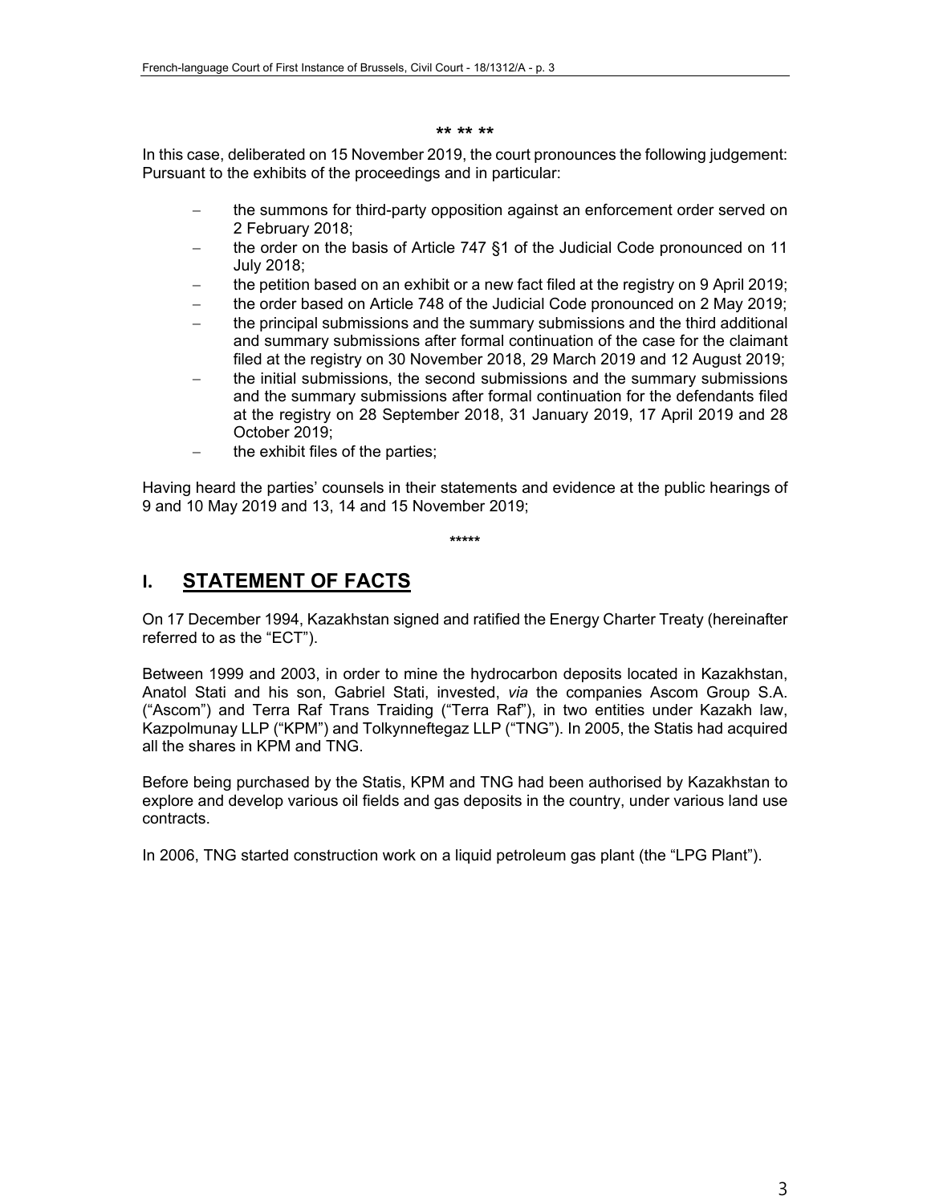\*\* \*\* \*\*

In this case, deliberated on 15 November 2019, the court pronounces the following judgement: Pursuant to the exhibits of the proceedings and in particular:

- the summons for third-party opposition against an enforcement order served on 2 February 2018;
- the order on the basis of Article 747 §1 of the Judicial Code pronounced on 11 July 2018;
- the petition based on an exhibit or a new fact filed at the registry on 9 April 2019;
- the order based on Article 748 of the Judicial Code pronounced on 2 May 2019;
- the principal submissions and the summary submissions and the third additional and summary submissions after formal continuation of the case for the claimant filed at the registry on 30 November 2018, 29 March 2019 and 12 August 2019;
- the initial submissions, the second submissions and the summary submissions and the summary submissions after formal continuation for the defendants filed at the registry on 28 September 2018, 31 January 2019, 17 April 2019 and 28 October 2019;
- the exhibit files of the parties;

Having heard the parties' counsels in their statements and evidence at the public hearings of 9 and 10 May 2019 and 13, 14 and 15 November 2019;

\*\*\*\*\*

# I. STATEMENT OF FACTS

On 17 December 1994, Kazakhstan signed and ratified the Energy Charter Treaty (hereinafter referred to as the "ECT").

Between 1999 and 2003, in order to mine the hydrocarbon deposits located in Kazakhstan, Anatol Stati and his son, Gabriel Stati, invested, *via* the companies Ascom Group S.A. ("Ascom") and Terra Raf Trans Traiding ("Terra Raf"), in two entities under Kazakh law, Kazpolmunay LLP ("KPM") and Tolkynneftegaz LLP ("TNG"). In 2005, the Statis had acquired all the shares in KPM and TNG.

Before being purchased by the Statis, KPM and TNG had been authorised by Kazakhstan to explore and develop various oil fields and gas deposits in the country, under various land use contracts.

In 2006, TNG started construction work on a liquid petroleum gas plant (the "LPG Plant").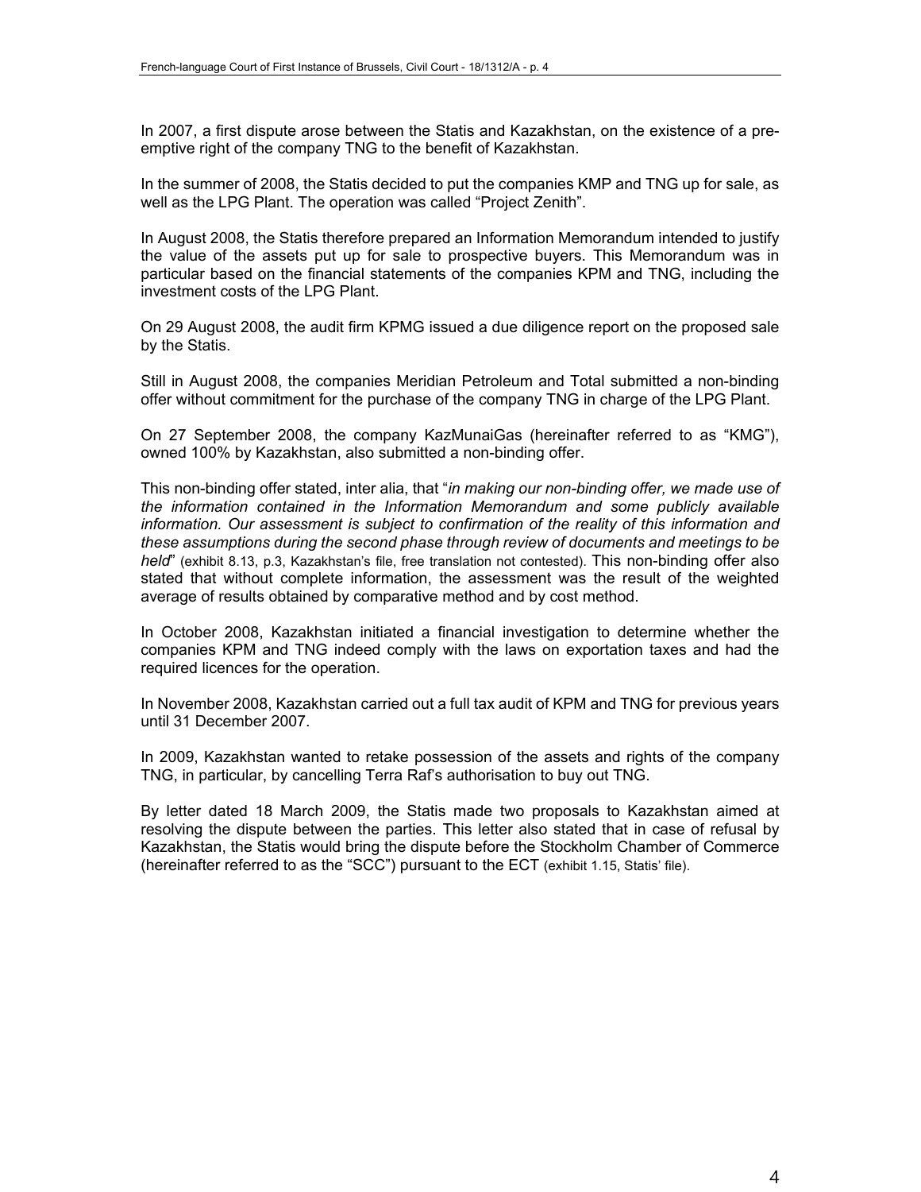In 2007, a first dispute arose between the Statis and Kazakhstan, on the existence of a pre-emptive right of the company TNG to the benefit of Kazakhstan.

In the summer of 2008, the Statis decided to put the companies KMP and TNG up for sale, as well as the LPG Plant. The operation was called "Project Zenith".

In August 2008, the Statis therefore prepared an Information Memorandum intended to justify the value of the assets put up for sale to prospective buyers. This Memorandum was in particular based on the financial statements of the companies KPM and TNG, including the investment costs of the LPG Plant.

On 29 August 2008, the audit firm KPMG issued a due diligence report on the proposed sale by the Statis.

Still in August 2008, the companies Meridian Petroleum and Total submitted a non-binding offer without commitment for the purchase of the company TNG in charge of the LPG Plant.

On 27 September 2008, the company KazMunaiGas (hereinafter referred to as "KMG"), owned 100% by Kazakhstan, also submitted a non-binding offer.

This non-binding offer stated, inter alia, that "*in making our non-binding offer, we made use of the information contained in the Information Memorandum and some publicly available information. Our assessment is subject to confirmation of the reality of this information and these assumptions during the second phase through review of documents and meetings to be held*" (exhibit 8.13, p.3, Kazakhstan's file, free translation not contested). This non-binding offer also stated that without complete information, the assessment was the result of the weighted average of results obtained by comparative method and by cost method.

In October 2008, Kazakhstan initiated a financial investigation to determine whether the companies KPM and TNG indeed comply with the laws on exportation taxes and had the required licences for the operation.

In November 2008, Kazakhstan carried out a full tax audit of KPM and TNG for previous years until 31 December 2007.

In 2009, Kazakhstan wanted to retake possession of the assets and rights of the company TNG, in particular, by cancelling Terra Raf's authorisation to buy out TNG.

By letter dated 18 March 2009, the Statis made two proposals to Kazakhstan aimed at resolving the dispute between the parties. This letter also stated that in case of refusal by Kazakhstan, the Statis would bring the dispute before the Stockholm Chamber of Commerce (hereinafter referred to as the "SCC") pursuant to the ECT (exhibit 1.15, Statis' file).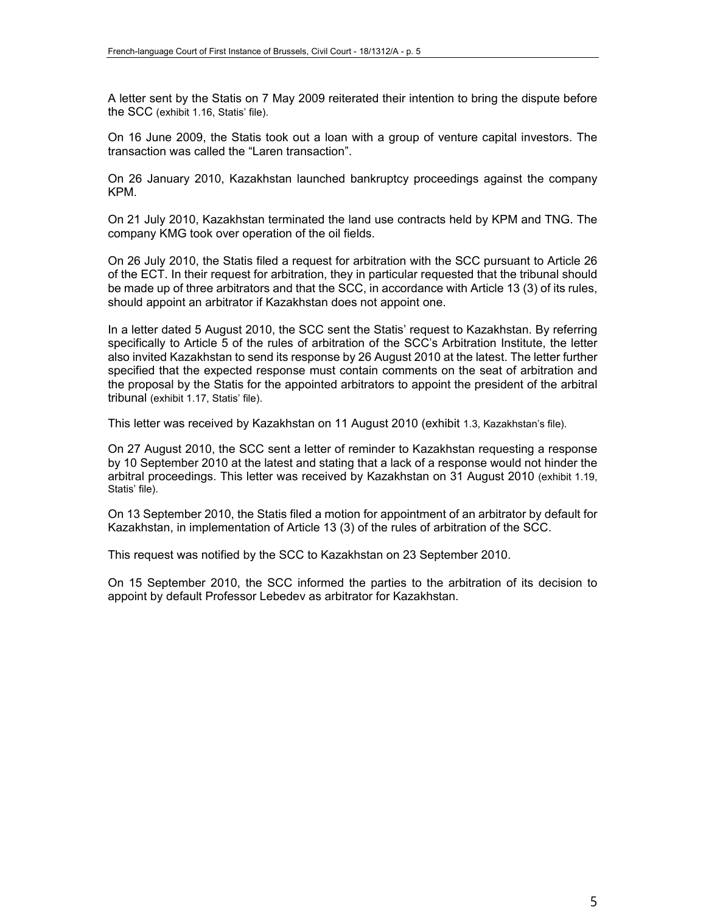A letter sent by the Statis on 7 May 2009 reiterated their intention to bring the dispute before the SCC (exhibit 1.16, Statis' file).

On 16 June 2009, the Statis took out a loan with a group of venture capital investors. The transaction was called the "Laren transaction".

On 26 January 2010, Kazakhstan launched bankruptcy proceedings against the company KPM.

On 21 July 2010, Kazakhstan terminated the land use contracts held by KPM and TNG. The company KMG took over operation of the oil fields.

On 26 July 2010, the Statis filed a request for arbitration with the SCC pursuant to Article 26 of the ECT. In their request for arbitration, they in particular requested that the tribunal should be made up of three arbitrators and that the SCC, in accordance with Article 13 (3) of its rules, should appoint an arbitrator if Kazakhstan does not appoint one.

In a letter dated 5 August 2010, the SCC sent the Statis' request to Kazakhstan. By referring specifically to Article 5 of the rules of arbitration of the SCC's Arbitration Institute, the letter also invited Kazakhstan to send its response by 26 August 2010 at the latest. The letter further specified that the expected response must contain comments on the seat of arbitration and the proposal by the Statis for the appointed arbitrators to appoint the president of the arbitral tribunal (exhibit 1.17, Statis' file).

This letter was received by Kazakhstan on 11 August 2010 (exhibit 1.3, Kazakhstan's file).

On 27 August 2010, the SCC sent a letter of reminder to Kazakhstan requesting a response by 10 September 2010 at the latest and stating that a lack of a response would not hinder the arbitral proceedings. This letter was received by Kazakhstan on 31 August 2010 (exhibit 1.19, Statis' file).

On 13 September 2010, the Statis filed a motion for appointment of an arbitrator by default for Kazakhstan, in implementation of Article 13 (3) of the rules of arbitration of the SCC.

This request was notified by the SCC to Kazakhstan on 23 September 2010.

On 15 September 2010, the SCC informed the parties to the arbitration of its decision to appoint by default Professor Lebedev as arbitrator for Kazakhstan.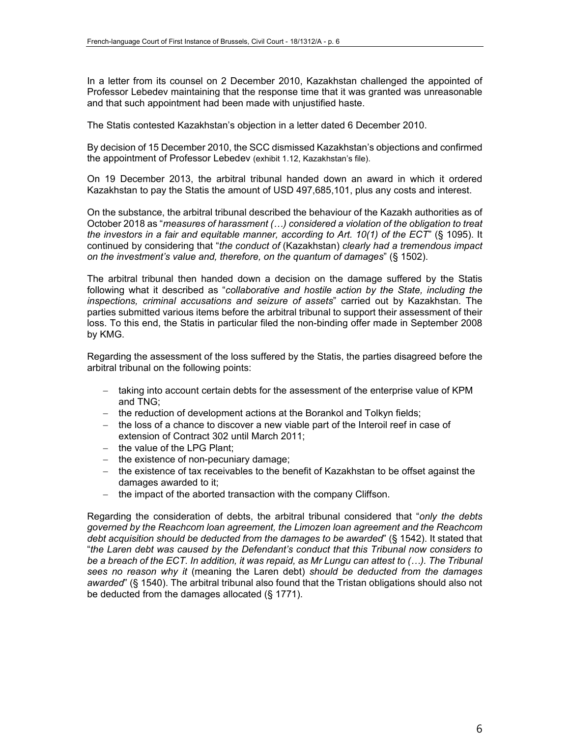In a letter from its counsel on 2 December 2010, Kazakhstan challenged the appointed of Professor Lebedev maintaining that the response time that it was granted was unreasonable and that such appointment had been made with unjustified haste.

The Statis contested Kazakhstan's objection in a letter dated 6 December 2010.

By decision of 15 December 2010, the SCC dismissed Kazakhstan's objections and confirmed the appointment of Professor Lebedev (exhibit 1.12, Kazakhstan's file).

On 19 December 2013, the arbitral tribunal handed down an award in which it ordered Kazakhstan to pay the Statis the amount of USD 497,685,101, plus any costs and interest.

On the substance, the arbitral tribunal described the behaviour of the Kazakh authorities as of October 2018 as "*measures of harassment (…) considered a violation of the obligation to treat the investors in a fair and equitable manner, according to Art. 10(1) of the ECT*" (§ 1095). It continued by considering that "*the conduct of* (Kazakhstan) *clearly had a tremendous impact on the investment's value and, therefore, on the quantum of damages*" (§ 1502).

The arbitral tribunal then handed down a decision on the damage suffered by the Statis following what it described as "*collaborative and hostile action by the State, including the inspections, criminal accusations and seizure of assets*" carried out by Kazakhstan. The parties submitted various items before the arbitral tribunal to support their assessment of their loss. To this end, the Statis in particular filed the non-binding offer made in September 2008 by KMG.

Regarding the assessment of the loss suffered by the Statis, the parties disagreed before the arbitral tribunal on the following points:

- taking into account certain debts for the assessment of the enterprise value of KPM and TNG;
- the reduction of development actions at the Borankol and Tolkyn fields;
- the loss of a chance to discover a new viable part of the Interoil reef in case of extension of Contract 302 until March 2011;
- the value of the LPG Plant;
- the existence of non-pecuniary damage;
- the existence of tax receivables to the benefit of Kazakhstan to be offset against the damages awarded to it;
- the impact of the aborted transaction with the company Cliffson.

Regarding the consideration of debts, the arbitral tribunal considered that "*only the debts governed by the Reachcom loan agreement, the Limozen loan agreement and the Reachcom debt acquisition should be deducted from the damages to be awarded*" (§ 1542). It stated that "*the Laren debt was caused by the Defendant's conduct that this Tribunal now considers to be a breach of the ECT. In addition, it was repaid, as Mr Lungu can attest to (…). The Tribunal sees no reason why it* (meaning the Laren debt) *should be deducted from the damages awarded*" (§ 1540). The arbitral tribunal also found that the Tristan obligations should also not be deducted from the damages allocated (§ 1771).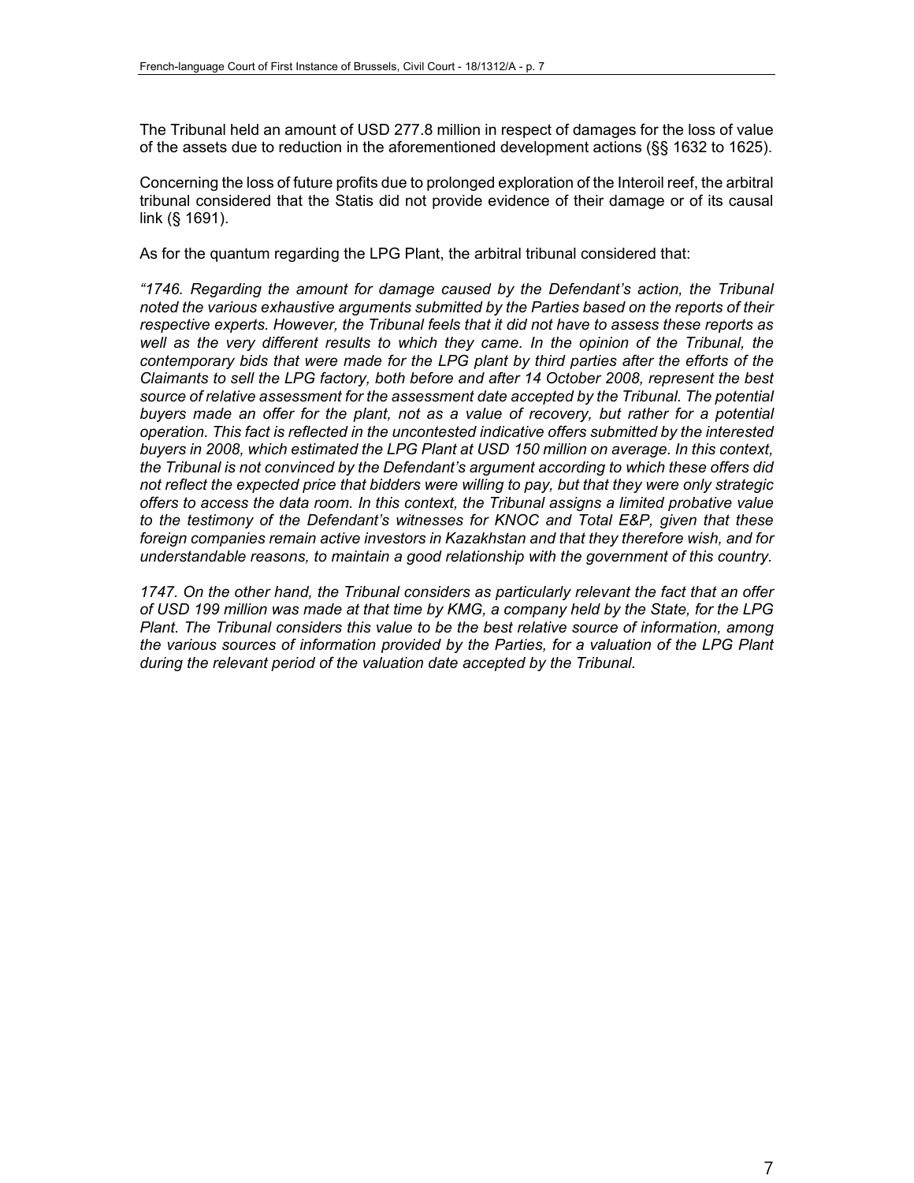The Tribunal held an amount of USD 277.8 million in respect of damages for the loss of value of the assets due to reduction in the aforementioned development actions (§§ 1632 to 1625).

Concerning the loss of future profits due to prolonged exploration of the Interoil reef, the arbitral tribunal considered that the Statis did not provide evidence of their damage or of its causal link (§ 1691).

As for the quantum regarding the LPG Plant, the arbitral tribunal considered that:

*"1746. Regarding the amount for damage caused by the Defendant's action, the Tribunal noted the various exhaustive arguments submitted by the Parties based on the reports of their respective experts. However, the Tribunal feels that it did not have to assess these reports as well as the very different results to which they came. In the opinion of the Tribunal, the contemporary bids that were made for the LPG plant by third parties after the efforts of the Claimants to sell the LPG factory, both before and after 14 October 2008, represent the best source of relative assessment for the assessment date accepted by the Tribunal. The potential buyers made an offer for the plant, not as a value of recovery, but rather for a potential operation. This fact is reflected in the uncontested indicative offers submitted by the interested buyers in 2008, which estimated the LPG Plant at USD 150 million on average. In this context, the Tribunal is not convinced by the Defendant's argument according to which these offers did not reflect the expected price that bidders were willing to pay, but that they were only strategic offers to access the data room. In this context, the Tribunal assigns a limited probative value to the testimony of the Defendant's witnesses for KNOC and Total E&P, given that these foreign companies remain active investors in Kazakhstan and that they therefore wish, and for understandable reasons, to maintain a good relationship with the government of this country.*

*1747. On the other hand, the Tribunal considers as particularly relevant the fact that an offer of USD 199 million was made at that time by KMG, a company held by the State, for the LPG Plant. The Tribunal considers this value to be the best relative source of information, among the various sources of information provided by the Parties, for a valuation of the LPG Plant during the relevant period of the valuation date accepted by the Tribunal.*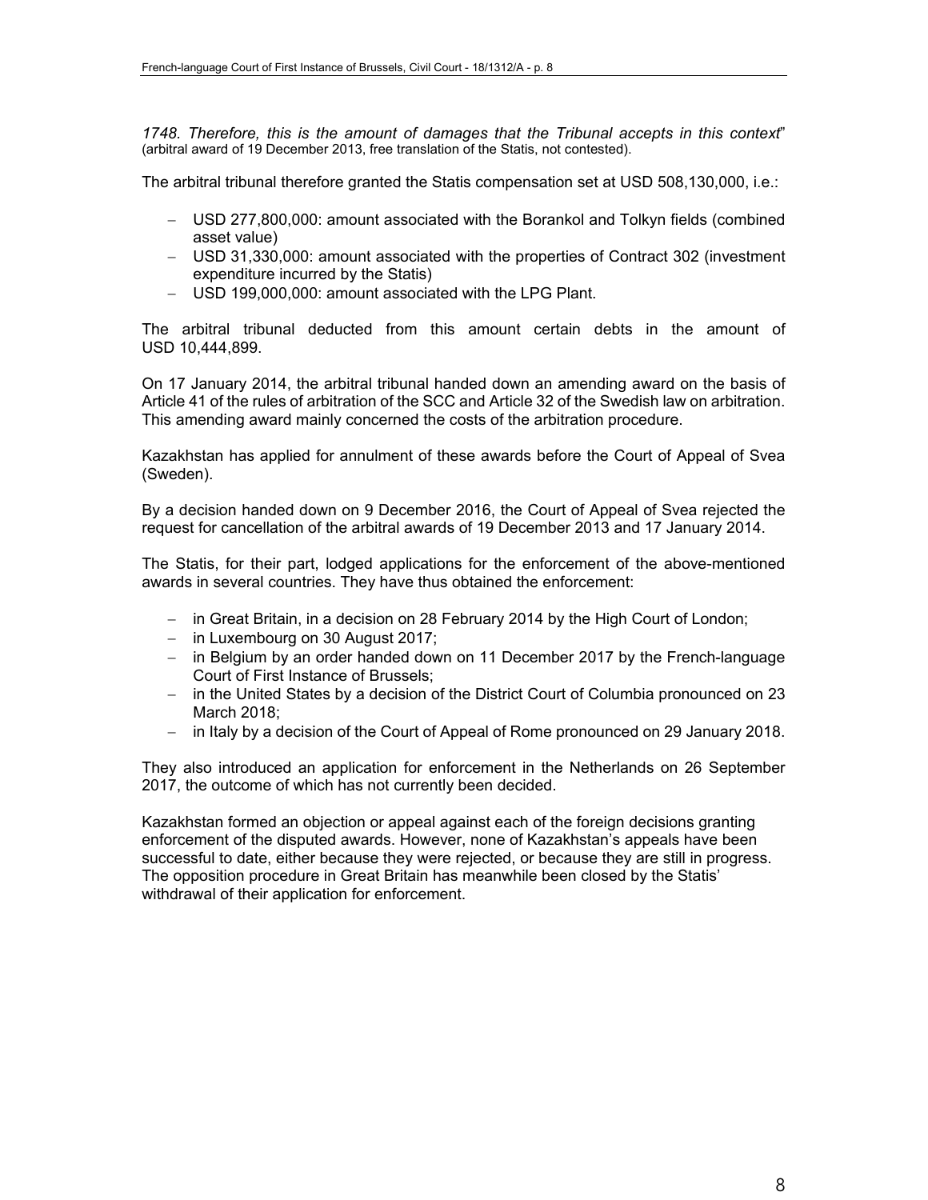*1748. Therefore, this is the amount of damages that the Tribunal accepts in this context*" (arbitral award of 19 December 2013, free translation of the Statis, not contested).

The arbitral tribunal therefore granted the Statis compensation set at USD 508,130,000, i.e.:

- USD 277,800,000: amount associated with the Borankol and Tolkyn fields (combined asset value)
- USD 31,330,000: amount associated with the properties of Contract 302 (investment expenditure incurred by the Statis)
- USD 199,000,000: amount associated with the LPG Plant.

The arbitral tribunal deducted from this amount certain debts in the amount of USD 10,444,899.

On 17 January 2014, the arbitral tribunal handed down an amending award on the basis of Article 41 of the rules of arbitration of the SCC and Article 32 of the Swedish law on arbitration. This amending award mainly concerned the costs of the arbitration procedure.

Kazakhstan has applied for annulment of these awards before the Court of Appeal of Svea (Sweden).

By a decision handed down on 9 December 2016, the Court of Appeal of Svea rejected the request for cancellation of the arbitral awards of 19 December 2013 and 17 January 2014.

The Statis, for their part, lodged applications for the enforcement of the above-mentioned awards in several countries. They have thus obtained the enforcement:

- in Great Britain, in a decision on 28 February 2014 by the High Court of London;
- in Luxembourg on 30 August 2017;
- in Belgium by an order handed down on 11 December 2017 by the French-language Court of First Instance of Brussels;
- in the United States by a decision of the District Court of Columbia pronounced on 23 March 2018;
- in Italy by a decision of the Court of Appeal of Rome pronounced on 29 January 2018.

They also introduced an application for enforcement in the Netherlands on 26 September 2017, the outcome of which has not currently been decided.

Kazakhstan formed an objection or appeal against each of the foreign decisions granting enforcement of the disputed awards. However, none of Kazakhstan's appeals have been successful to date, either because they were rejected, or because they are still in progress. The opposition procedure in Great Britain has meanwhile been closed by the Statis' withdrawal of their application for enforcement.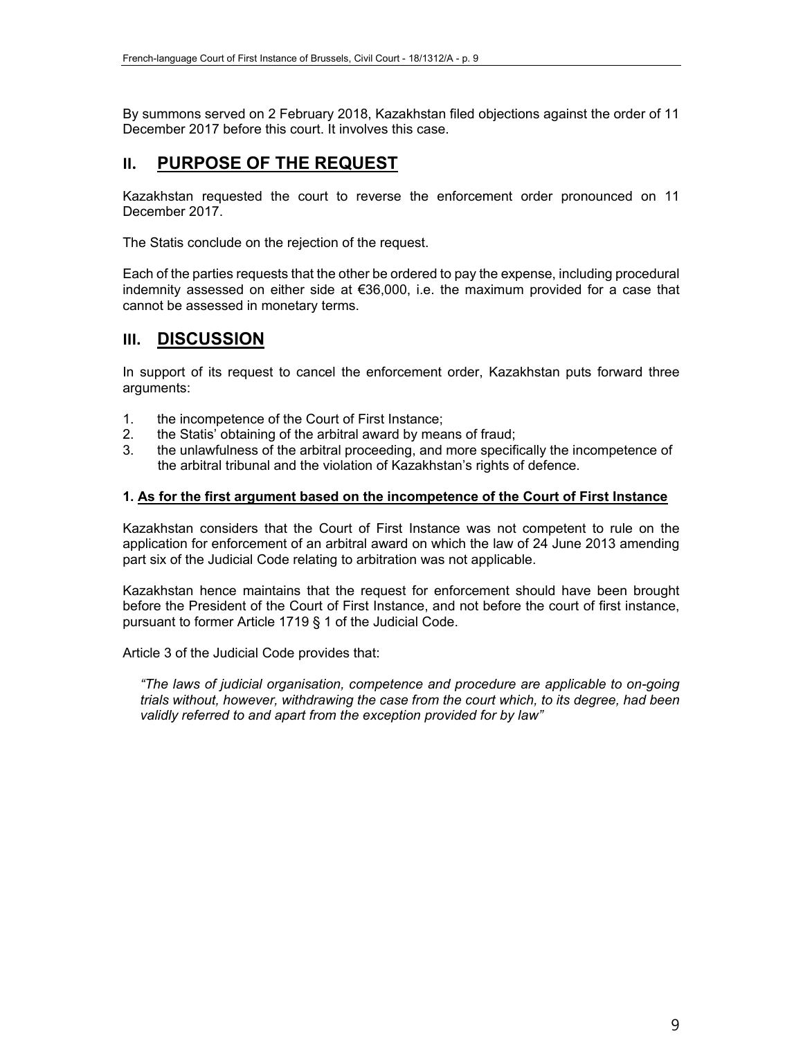By summons served on 2 February 2018, Kazakhstan filed objections against the order of 11 December 2017 before this court. It involves this case.

## II. PURPOSE OF THE REQUEST

Kazakhstan requested the court to reverse the enforcement order pronounced on 11 December 2017.

The Statis conclude on the rejection of the request.

Each of the parties requests that the other be ordered to pay the expense, including procedural indemnity assessed on either side at €36,000, i.e. the maximum provided for a case that cannot be assessed in monetary terms.

## III. DISCUSSION

In support of its request to cancel the enforcement order, Kazakhstan puts forward three arguments:

1. the incompetence of the Court of First Instance;
2. the Statis' obtaining of the arbitral award by means of fraud;
3. the unlawfulness of the arbitral proceeding, and more specifically the incompetence of the arbitral tribunal and the violation of Kazakhstan's rights of defence.

### 1. As for the first argument based on the incompetence of the Court of First Instance

Kazakhstan considers that the Court of First Instance was not competent to rule on the application for enforcement of an arbitral award on which the law of 24 June 2013 amending part six of the Judicial Code relating to arbitration was not applicable.

Kazakhstan hence maintains that the request for enforcement should have been brought before the President of the Court of First Instance, and not before the court of first instance, pursuant to former Article 1719 § 1 of the Judicial Code.

Article 3 of the Judicial Code provides that:

> *"The laws of judicial organisation, competence and procedure are applicable to on-going trials without, however, withdrawing the case from the court which, to its degree, had been validly referred to and apart from the exception provided for by law"*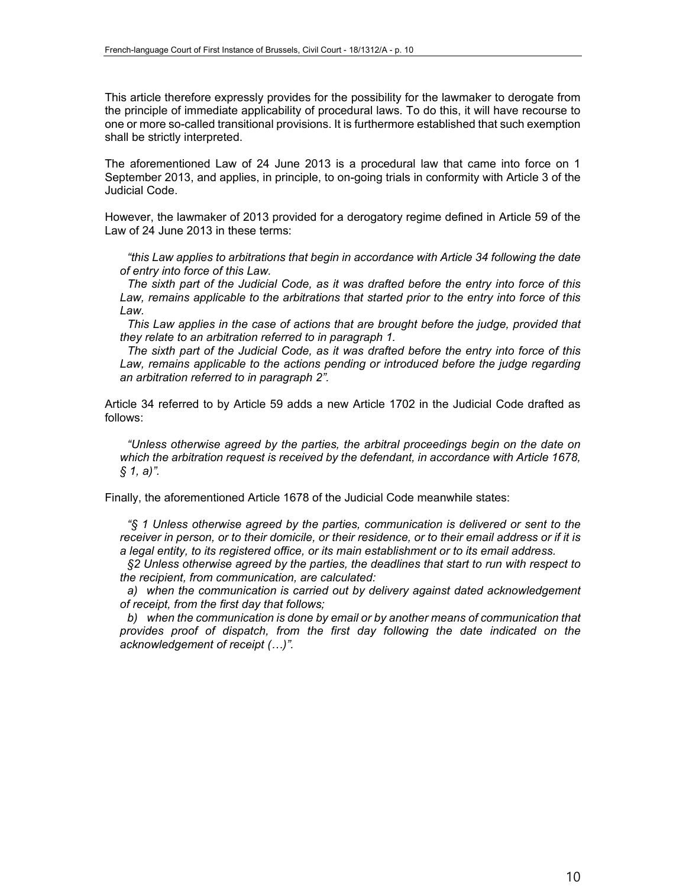This article therefore expressly provides for the possibility for the lawmaker to derogate from the principle of immediate applicability of procedural laws. To do this, it will have recourse to one or more so-called transitional provisions. It is furthermore established that such exemption shall be strictly interpreted.

The aforementioned Law of 24 June 2013 is a procedural law that came into force on 1 September 2013, and applies, in principle, to on-going trials in conformity with Article 3 of the Judicial Code.

However, the lawmaker of 2013 provided for a derogatory regime defined in Article 59 of the Law of 24 June 2013 in these terms:

> *"this Law applies to arbitrations that begin in accordance with Article 34 following the date of entry into force of this Law.*
> *The sixth part of the Judicial Code, as it was drafted before the entry into force of this Law, remains applicable to the arbitrations that started prior to the entry into force of this Law.*
> *This Law applies in the case of actions that are brought before the judge, provided that they relate to an arbitration referred to in paragraph 1.*
> *The sixth part of the Judicial Code, as it was drafted before the entry into force of this Law, remains applicable to the actions pending or introduced before the judge regarding an arbitration referred to in paragraph 2".*

Article 34 referred to by Article 59 adds a new Article 1702 in the Judicial Code drafted as follows:

> *"Unless otherwise agreed by the parties, the arbitral proceedings begin on the date on which the arbitration request is received by the defendant, in accordance with Article 1678, § 1, a)".*

Finally, the aforementioned Article 1678 of the Judicial Code meanwhile states:

> *"§ 1 Unless otherwise agreed by the parties, communication is delivered or sent to the receiver in person, or to their domicile, or their residence, or to their email address or if it is a legal entity, to its registered office, or its main establishment or to its email address.*
> *§2 Unless otherwise agreed by the parties, the deadlines that start to run with respect to the recipient, from communication, are calculated:*
> *a) when the communication is carried out by delivery against dated acknowledgement of receipt, from the first day that follows;*
> *b) when the communication is done by email or by another means of communication that provides proof of dispatch, from the first day following the date indicated on the acknowledgement of receipt (…)".*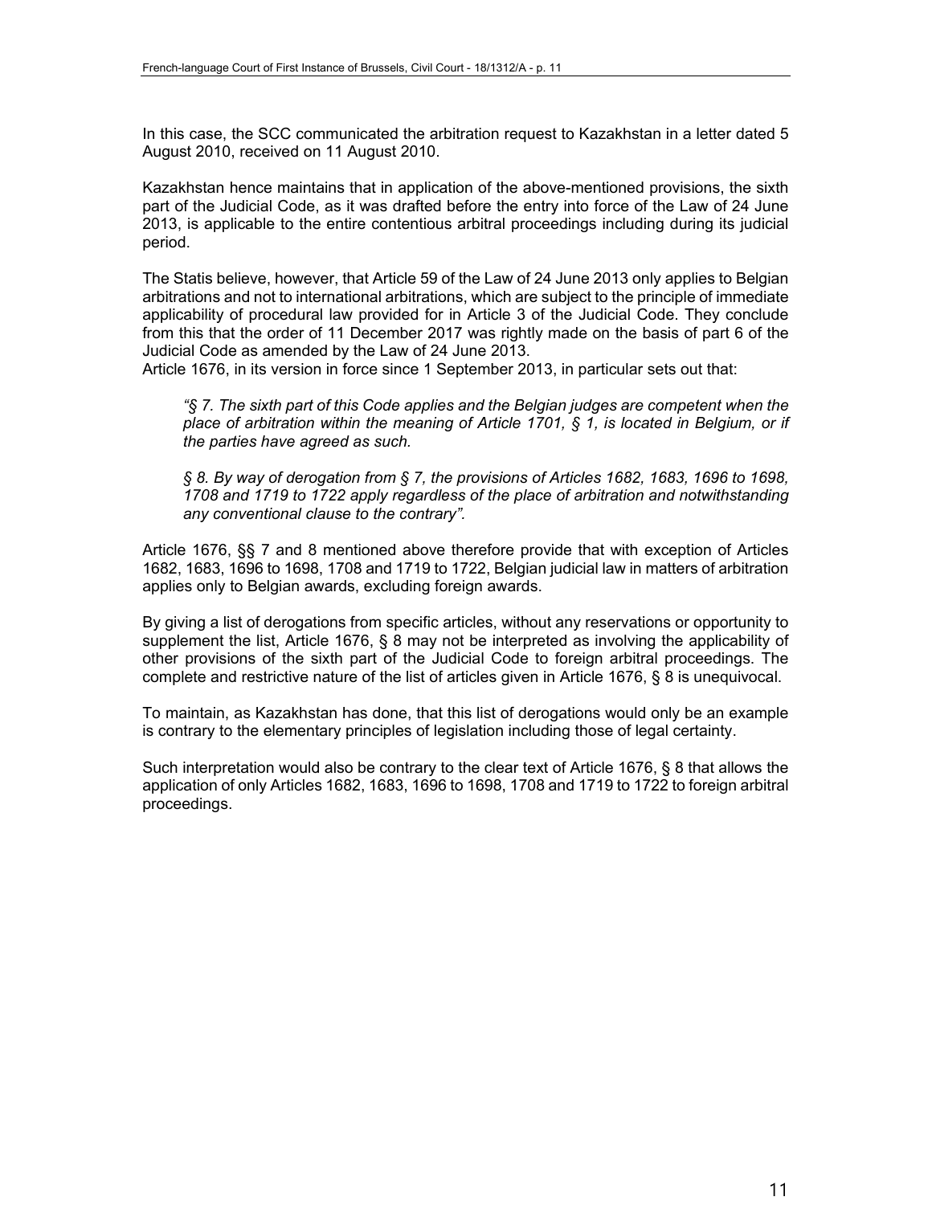In this case, the SCC communicated the arbitration request to Kazakhstan in a letter dated 5 August 2010, received on 11 August 2010.

Kazakhstan hence maintains that in application of the above-mentioned provisions, the sixth part of the Judicial Code, as it was drafted before the entry into force of the Law of 24 June 2013, is applicable to the entire contentious arbitral proceedings including during its judicial period.

The Statis believe, however, that Article 59 of the Law of 24 June 2013 only applies to Belgian arbitrations and not to international arbitrations, which are subject to the principle of immediate applicability of procedural law provided for in Article 3 of the Judicial Code. They conclude from this that the order of 11 December 2017 was rightly made on the basis of part 6 of the Judicial Code as amended by the Law of 24 June 2013.
Article 1676, in its version in force since 1 September 2013, in particular sets out that:

> *"§ 7. The sixth part of this Code applies and the Belgian judges are competent when the place of arbitration within the meaning of Article 1701, § 1, is located in Belgium, or if the parties have agreed as such.*
>
> *§ 8. By way of derogation from § 7, the provisions of Articles 1682, 1683, 1696 to 1698, 1708 and 1719 to 1722 apply regardless of the place of arbitration and notwithstanding any conventional clause to the contrary".*

Article 1676, §§ 7 and 8 mentioned above therefore provide that with exception of Articles 1682, 1683, 1696 to 1698, 1708 and 1719 to 1722, Belgian judicial law in matters of arbitration applies only to Belgian awards, excluding foreign awards.

By giving a list of derogations from specific articles, without any reservations or opportunity to supplement the list, Article 1676, § 8 may not be interpreted as involving the applicability of other provisions of the sixth part of the Judicial Code to foreign arbitral proceedings. The complete and restrictive nature of the list of articles given in Article 1676, § 8 is unequivocal.

To maintain, as Kazakhstan has done, that this list of derogations would only be an example is contrary to the elementary principles of legislation including those of legal certainty.

Such interpretation would also be contrary to the clear text of Article 1676, § 8 that allows the application of only Articles 1682, 1683, 1696 to 1698, 1708 and 1719 to 1722 to foreign arbitral proceedings.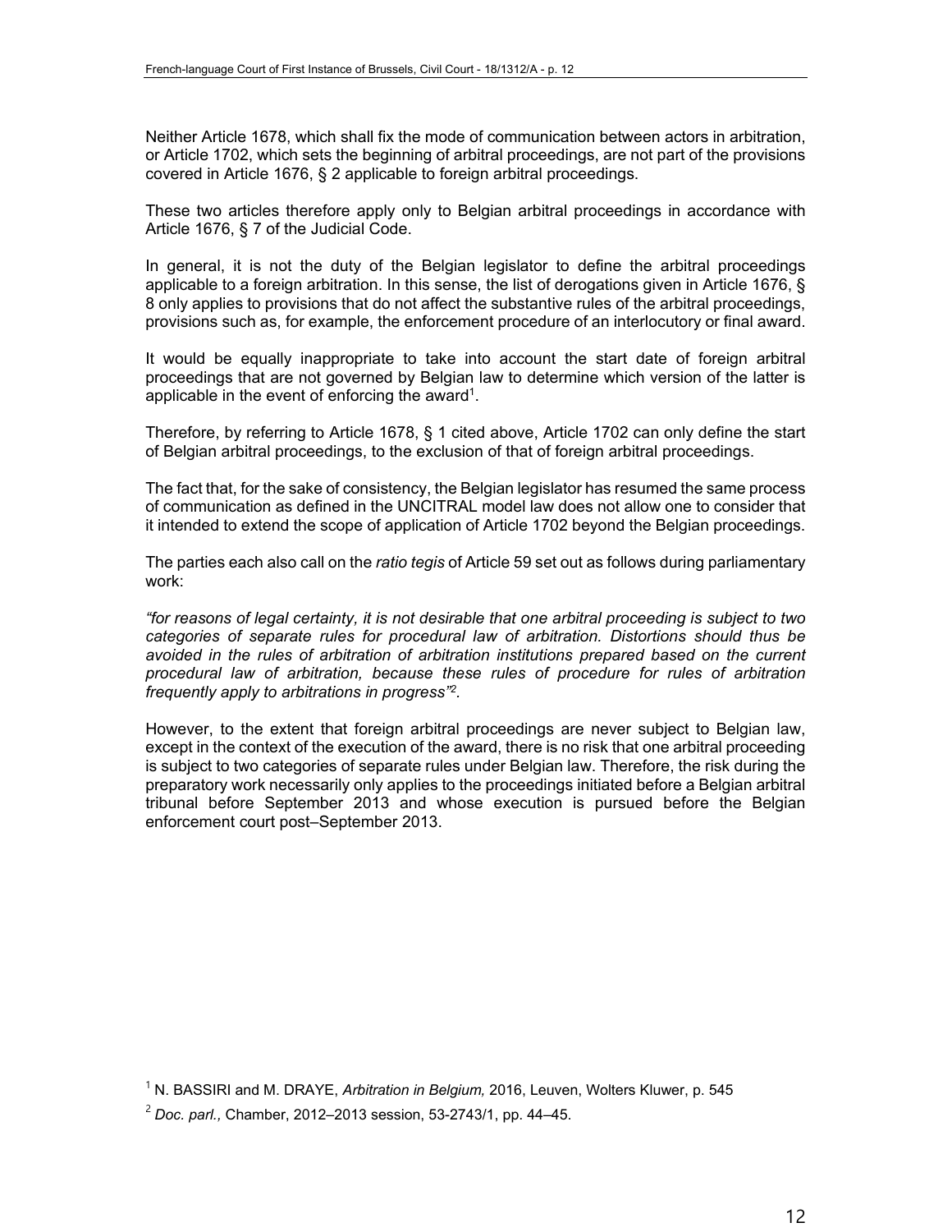Neither Article 1678, which shall fix the mode of communication between actors in arbitration, or Article 1702, which sets the beginning of arbitral proceedings, are not part of the provisions covered in Article 1676, § 2 applicable to foreign arbitral proceedings.

These two articles therefore apply only to Belgian arbitral proceedings in accordance with Article 1676, § 7 of the Judicial Code.

In general, it is not the duty of the Belgian legislator to define the arbitral proceedings applicable to a foreign arbitration. In this sense, the list of derogations given in Article 1676, § 8 only applies to provisions that do not affect the substantive rules of the arbitral proceedings, provisions such as, for example, the enforcement procedure of an interlocutory or final award.

It would be equally inappropriate to take into account the start date of foreign arbitral proceedings that are not governed by Belgian law to determine which version of the latter is applicable in the event of enforcing the award[1].

Therefore, by referring to Article 1678, § 1 cited above, Article 1702 can only define the start of Belgian arbitral proceedings, to the exclusion of that of foreign arbitral proceedings.

The fact that, for the sake of consistency, the Belgian legislator has resumed the same process of communication as defined in the UNCITRAL model law does not allow one to consider that it intended to extend the scope of application of Article 1702 beyond the Belgian proceedings.

The parties each also call on the *ratio tegis* of Article 59 set out as follows during parliamentary work:

*"for reasons of legal certainty, it is not desirable that one arbitral proceeding is subject to two categories of separate rules for procedural law of arbitration. Distortions should thus be avoided in the rules of arbitration of arbitration institutions prepared based on the current procedural law of arbitration, because these rules of procedure for rules of arbitration frequently apply to arbitrations in progress"*[2].

However, to the extent that foreign arbitral proceedings are never subject to Belgian law, except in the context of the execution of the award, there is no risk that one arbitral proceeding is subject to two categories of separate rules under Belgian law. Therefore, the risk during the preparatory work necessarily only applies to the proceedings initiated before a Belgian arbitral tribunal before September 2013 and whose execution is pursued before the Belgian enforcement court post–September 2013.

[1] N. BASSIRI and M. DRAYE, *Arbitration in Belgium,* 2016, Leuven, Wolters Kluwer, p. 545

[2] *Doc. parl.,* Chamber, 2012–2013 session, 53-2743/1, pp. 44–45.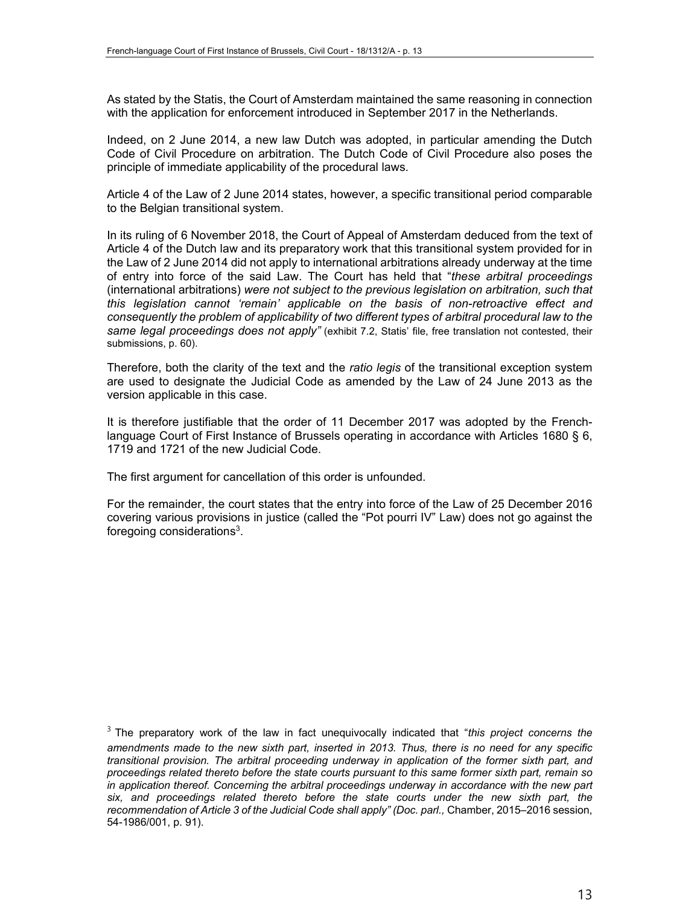As stated by the Statis, the Court of Amsterdam maintained the same reasoning in connection with the application for enforcement introduced in September 2017 in the Netherlands.

Indeed, on 2 June 2014, a new law Dutch was adopted, in particular amending the Dutch Code of Civil Procedure on arbitration. The Dutch Code of Civil Procedure also poses the principle of immediate applicability of the procedural laws.

Article 4 of the Law of 2 June 2014 states, however, a specific transitional period comparable to the Belgian transitional system.

In its ruling of 6 November 2018, the Court of Appeal of Amsterdam deduced from the text of Article 4 of the Dutch law and its preparatory work that this transitional system provided for in the Law of 2 June 2014 did not apply to international arbitrations already underway at the time of entry into force of the said Law. The Court has held that "*these arbitral proceedings* (international arbitrations) *were not subject to the previous legislation on arbitration, such that this legislation cannot 'remain' applicable on the basis of non-retroactive effect and consequently the problem of applicability of two different types of arbitral procedural law to the same legal proceedings does not apply"* (exhibit 7.2, Statis' file, free translation not contested, their submissions, p. 60).

Therefore, both the clarity of the text and the *ratio legis* of the transitional exception system are used to designate the Judicial Code as amended by the Law of 24 June 2013 as the version applicable in this case.

It is therefore justifiable that the order of 11 December 2017 was adopted by the French-language Court of First Instance of Brussels operating in accordance with Articles 1680 § 6, 1719 and 1721 of the new Judicial Code.

The first argument for cancellation of this order is unfounded.

For the remainder, the court states that the entry into force of the Law of 25 December 2016 covering various provisions in justice (called the "Pot pourri IV" Law) does not go against the foregoing considerations[3].

[3] The preparatory work of the law in fact unequivocally indicated that "*this project concerns the amendments made to the new sixth part, inserted in 2013. Thus, there is no need for any specific transitional provision. The arbitral proceeding underway in application of the former sixth part, and proceedings related thereto before the state courts pursuant to this same former sixth part, remain so in application thereof. Concerning the arbitral proceedings underway in accordance with the new part six, and proceedings related thereto before the state courts under the new sixth part, the recommendation of Article 3 of the Judicial Code shall apply" (Doc. parl.,* Chamber, 2015–2016 session, 54-1986/001, p. 91).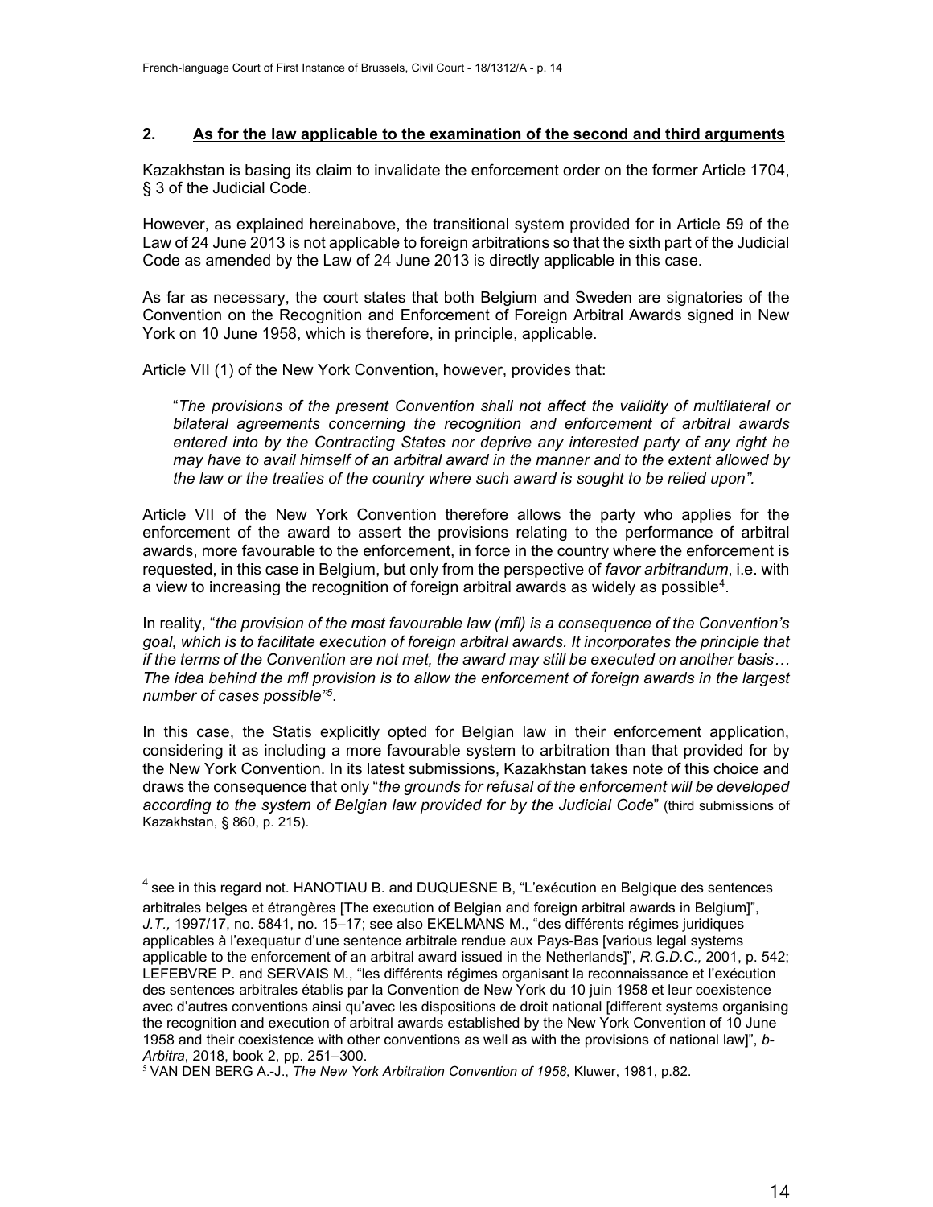## 2. As for the law applicable to the examination of the second and third arguments

Kazakhstan is basing its claim to invalidate the enforcement order on the former Article 1704, § 3 of the Judicial Code.

However, as explained hereinabove, the transitional system provided for in Article 59 of the Law of 24 June 2013 is not applicable to foreign arbitrations so that the sixth part of the Judicial Code as amended by the Law of 24 June 2013 is directly applicable in this case.

As far as necessary, the court states that both Belgium and Sweden are signatories of the Convention on the Recognition and Enforcement of Foreign Arbitral Awards signed in New York on 10 June 1958, which is therefore, in principle, applicable.

Article VII (1) of the New York Convention, however, provides that:

> "*The provisions of the present Convention shall not affect the validity of multilateral or bilateral agreements concerning the recognition and enforcement of arbitral awards entered into by the Contracting States nor deprive any interested party of any right he may have to avail himself of an arbitral award in the manner and to the extent allowed by the law or the treaties of the country where such award is sought to be relied upon".*

Article VII of the New York Convention therefore allows the party who applies for the enforcement of the award to assert the provisions relating to the performance of arbitral awards, more favourable to the enforcement, in force in the country where the enforcement is requested, in this case in Belgium, but only from the perspective of *favor arbitrandum*, i.e. with a view to increasing the recognition of foreign arbitral awards as widely as possible[4].

In reality, "*the provision of the most favourable law (mfl) is a consequence of the Convention's goal, which is to facilitate execution of foreign arbitral awards. It incorporates the principle that if the terms of the Convention are not met, the award may still be executed on another basis… The idea behind the mfl provision is to allow the enforcement of foreign awards in the largest number of cases possible"*[5].

In this case, the Statis explicitly opted for Belgian law in their enforcement application, considering it as including a more favourable system to arbitration than that provided for by the New York Convention. In its latest submissions, Kazakhstan takes note of this choice and draws the consequence that only "*the grounds for refusal of the enforcement will be developed according to the system of Belgian law provided for by the Judicial Code*" (third submissions of Kazakhstan, § 860, p. 215).

---

[4] see in this regard not. HANOTIAU B. and DUQUESNE B, "L'exécution en Belgique des sentences arbitrales belges et étrangères [The execution of Belgian and foreign arbitral awards in Belgium]", *J.T.,* 1997/17, no. 5841, no. 15–17; see also EKELMANS M., "des différents régimes juridiques applicables à l'exequatur d'une sentence arbitrale rendue aux Pays-Bas [various legal systems applicable to the enforcement of an arbitral award issued in the Netherlands]", *R.G.D.C.,* 2001, p. 542; LEFEBVRE P. and SERVAIS M., "les différents régimes organisant la reconnaissance et l'exécution des sentences arbitrales établis par la Convention de New York du 10 juin 1958 et leur coexistence avec d'autres conventions ainsi qu'avec les dispositions de droit national [different systems organising the recognition and execution of arbitral awards established by the New York Convention of 10 June 1958 and their coexistence with other conventions as well as with the provisions of national law]", *b-Arbitra*, 2018, book 2, pp. 251–300.

[5] VAN DEN BERG A.-J., *The New York Arbitration Convention of 1958,* Kluwer, 1981, p.82.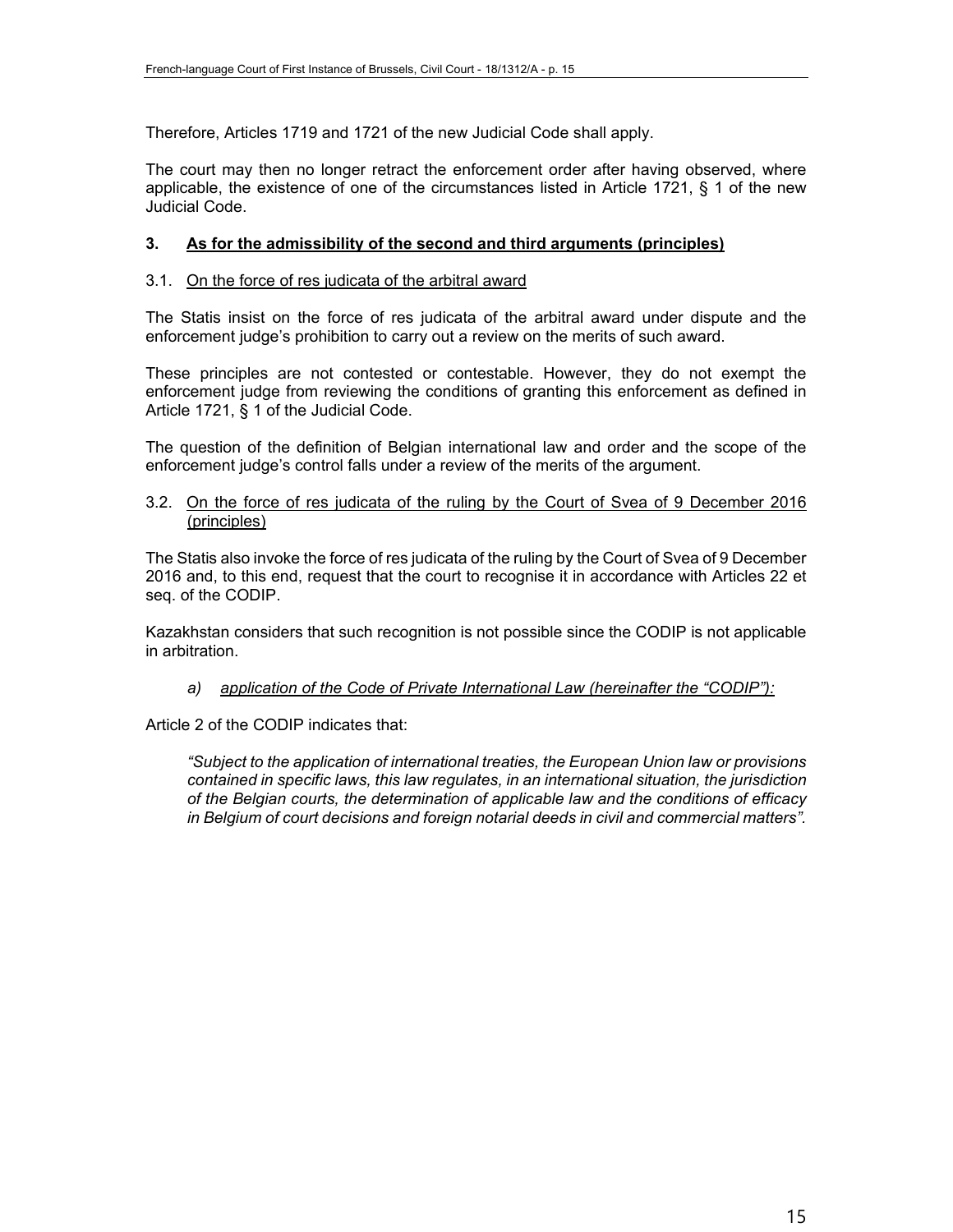Therefore, Articles 1719 and 1721 of the new Judicial Code shall apply.

The court may then no longer retract the enforcement order after having observed, where applicable, the existence of one of the circumstances listed in Article 1721, § 1 of the new Judicial Code.

### 3. As for the admissibility of the second and third arguments (principles)

3.1. On the force of res judicata of the arbitral award

The Statis insist on the force of res judicata of the arbitral award under dispute and the enforcement judge's prohibition to carry out a review on the merits of such award.

These principles are not contested or contestable. However, they do not exempt the enforcement judge from reviewing the conditions of granting this enforcement as defined in Article 1721, § 1 of the Judicial Code.

The question of the definition of Belgian international law and order and the scope of the enforcement judge's control falls under a review of the merits of the argument.

3.2. On the force of res judicata of the ruling by the Court of Svea of 9 December 2016 (principles)

The Statis also invoke the force of res judicata of the ruling by the Court of Svea of 9 December 2016 and, to this end, request that the court to recognise it in accordance with Articles 22 et seq. of the CODIP.

Kazakhstan considers that such recognition is not possible since the CODIP is not applicable in arbitration.

*a) application of the Code of Private International Law (hereinafter the "CODIP"):*

Article 2 of the CODIP indicates that:

> *"Subject to the application of international treaties, the European Union law or provisions contained in specific laws, this law regulates, in an international situation, the jurisdiction of the Belgian courts, the determination of applicable law and the conditions of efficacy in Belgium of court decisions and foreign notarial deeds in civil and commercial matters".*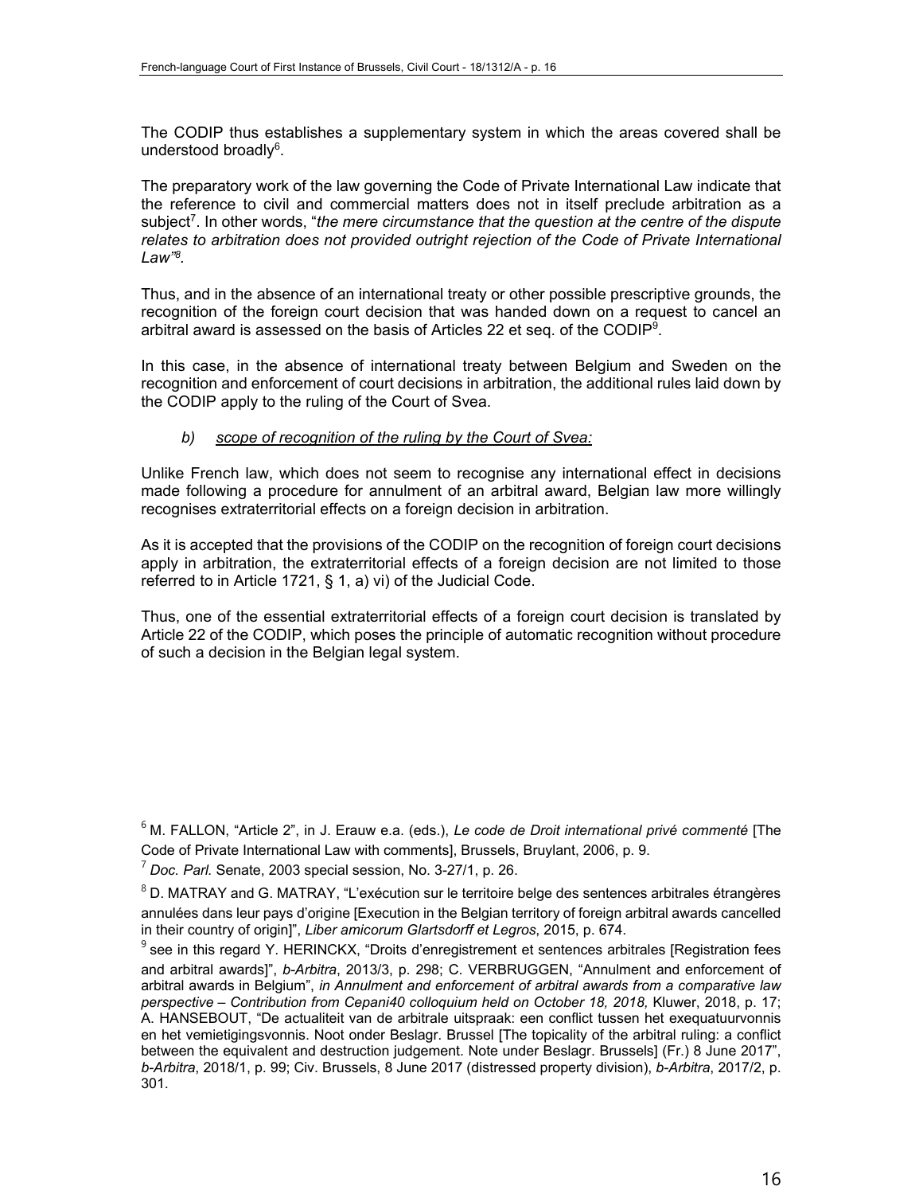The CODIP thus establishes a supplementary system in which the areas covered shall be understood broadly[6].

The preparatory work of the law governing the Code of Private International Law indicate that the reference to civil and commercial matters does not in itself preclude arbitration as a subject[7]. In other words, "*the mere circumstance that the question at the centre of the dispute relates to arbitration does not provided outright rejection of the Code of Private International Law"*[8].

Thus, and in the absence of an international treaty or other possible prescriptive grounds, the recognition of the foreign court decision that was handed down on a request to cancel an arbitral award is assessed on the basis of Articles 22 et seq. of the CODIP[9].

In this case, in the absence of international treaty between Belgium and Sweden on the recognition and enforcement of court decisions in arbitration, the additional rules laid down by the CODIP apply to the ruling of the Court of Svea.

*b) scope of recognition of the ruling by the Court of Svea:*

Unlike French law, which does not seem to recognise any international effect in decisions made following a procedure for annulment of an arbitral award, Belgian law more willingly recognises extraterritorial effects on a foreign decision in arbitration.

As it is accepted that the provisions of the CODIP on the recognition of foreign court decisions apply in arbitration, the extraterritorial effects of a foreign decision are not limited to those referred to in Article 1721, § 1, a) vi) of the Judicial Code.

Thus, one of the essential extraterritorial effects of a foreign court decision is translated by Article 22 of the CODIP, which poses the principle of automatic recognition without procedure of such a decision in the Belgian legal system.

---

[6] M. FALLON, "Article 2", in J. Erauw e.a. (eds.), *Le code de Droit international privé commenté* [The Code of Private International Law with comments], Brussels, Bruylant, 2006, p. 9.

[7] *Doc. Parl.* Senate, 2003 special session, No. 3-27/1, p. 26.

[8] D. MATRAY and G. MATRAY, "L'exécution sur le territoire belge des sentences arbitrales étrangères annulées dans leur pays d'origine [Execution in the Belgian territory of foreign arbitral awards cancelled in their country of origin]", *Liber amicorum Glartsdorff et Legros*, 2015, p. 674.

[9] see in this regard Y. HERINCKX, "Droits d'enregistrement et sentences arbitrales [Registration fees and arbitral awards]", *b-Arbitra*, 2013/3, p. 298; C. VERBRUGGEN, "Annulment and enforcement of arbitral awards in Belgium", *in Annulment and enforcement of arbitral awards from a comparative law perspective – Contribution from Cepani40 colloquium held on October 18, 2018,* Kluwer, 2018, p. 17; A. HANSEBOUT, "De actualiteit van de arbitrale uitspraak: een conflict tussen het exequatuurvonnis en het vemietigingsvonnis. Noot onder Beslagr. Brussel [The topicality of the arbitral ruling: a conflict between the equivalent and destruction judgement. Note under Beslagr. Brussels] (Fr.) 8 June 2017", *b-Arbitra*, 2018/1, p. 99; Civ. Brussels, 8 June 2017 (distressed property division), *b-Arbitra*, 2017/2, p. 301.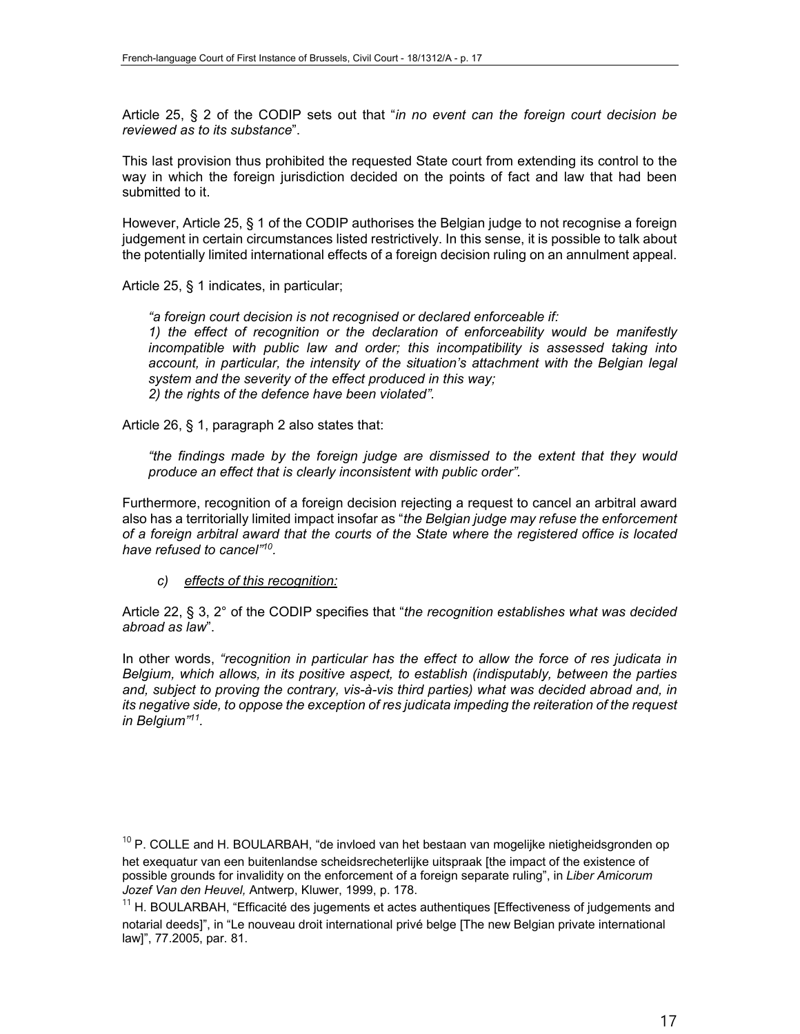Article 25, § 2 of the CODIP sets out that "*in no event can the foreign court decision be reviewed as to its substance*".

This last provision thus prohibited the requested State court from extending its control to the way in which the foreign jurisdiction decided on the points of fact and law that had been submitted to it.

However, Article 25, § 1 of the CODIP authorises the Belgian judge to not recognise a foreign judgement in certain circumstances listed restrictively. In this sense, it is possible to talk about the potentially limited international effects of a foreign decision ruling on an annulment appeal.

Article 25, § 1 indicates, in particular;

> *"a foreign court decision is not recognised or declared enforceable if:*
> *1) the effect of recognition or the declaration of enforceability would be manifestly incompatible with public law and order; this incompatibility is assessed taking into account, in particular, the intensity of the situation's attachment with the Belgian legal system and the severity of the effect produced in this way;*
> *2) the rights of the defence have been violated".*

Article 26, § 1, paragraph 2 also states that:

> *"the findings made by the foreign judge are dismissed to the extent that they would produce an effect that is clearly inconsistent with public order".*

Furthermore, recognition of a foreign decision rejecting a request to cancel an arbitral award also has a territorially limited impact insofar as "*the Belgian judge may refuse the enforcement of a foreign arbitral award that the courts of the State where the registered office is located have refused to cancel*"[10].

*c) effects of this recognition:*

Article 22, § 3, 2° of the CODIP specifies that "*the recognition establishes what was decided abroad as law*".

In other words, *"recognition in particular has the effect to allow the force of res judicata in Belgium, which allows, in its positive aspect, to establish (indisputably, between the parties and, subject to proving the contrary, vis-à-vis third parties) what was decided abroad and, in its negative side, to oppose the exception of res judicata impeding the reiteration of the request in Belgium"*[11].

---

[10] P. COLLE and H. BOULARBAH, "de invloed van het bestaan van mogelijke nietigheidsgronden op het exequatur van een buitenlandse scheidsrecheterlijke uitspraak [the impact of the existence of possible grounds for invalidity on the enforcement of a foreign separate ruling", in *Liber Amicorum Jozef Van den Heuvel,* Antwerp, Kluwer, 1999, p. 178.

[11] H. BOULARBAH, "Efficacité des jugements et actes authentiques [Effectiveness of judgements and notarial deeds]", in "Le nouveau droit international privé belge [The new Belgian private international law]", 77.2005, par. 81.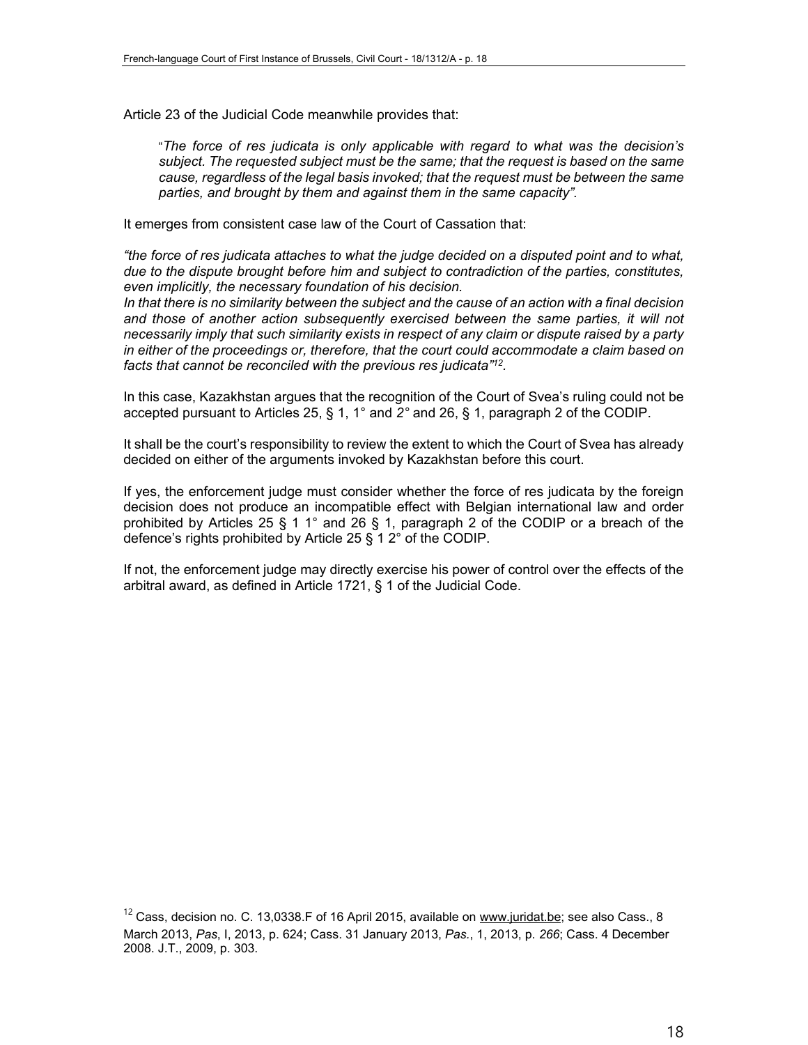Article 23 of the Judicial Code meanwhile provides that:

> "*The force of res judicata is only applicable with regard to what was the decision's subject. The requested subject must be the same; that the request is based on the same cause, regardless of the legal basis invoked; that the request must be between the same parties, and brought by them and against them in the same capacity"*.

It emerges from consistent case law of the Court of Cassation that:

*"the force of res judicata attaches to what the judge decided on a disputed point and to what, due to the dispute brought before him and subject to contradiction of the parties, constitutes, even implicitly, the necessary foundation of his decision.*
*In that there is no similarity between the subject and the cause of an action with a final decision and those of another action subsequently exercised between the same parties, it will not necessarily imply that such similarity exists in respect of any claim or dispute raised by a party in either of the proceedings or, therefore, that the court could accommodate a claim based on facts that cannot be reconciled with the previous res judicata"*[12].

In this case, Kazakhstan argues that the recognition of the Court of Svea's ruling could not be accepted pursuant to Articles 25, § 1, 1° and 2° and 26, § 1, paragraph 2 of the CODIP.

It shall be the court's responsibility to review the extent to which the Court of Svea has already decided on either of the arguments invoked by Kazakhstan before this court.

If yes, the enforcement judge must consider whether the force of res judicata by the foreign decision does not produce an incompatible effect with Belgian international law and order prohibited by Articles 25 § 1 1° and 26 § 1, paragraph 2 of the CODIP or a breach of the defence's rights prohibited by Article 25 § 1 2° of the CODIP.

If not, the enforcement judge may directly exercise his power of control over the effects of the arbitral award, as defined in Article 1721, § 1 of the Judicial Code.

---

[12] Cass, decision no. C. 13,0338.F of 16 April 2015, available on www.juridat.be; see also Cass., 8 March 2013, *Pas*, I, 2013, p. 624; Cass. 31 January 2013, *Pas.*, 1, 2013, p. *266*; Cass. 4 December 2008. J.T., 2009, p. 303.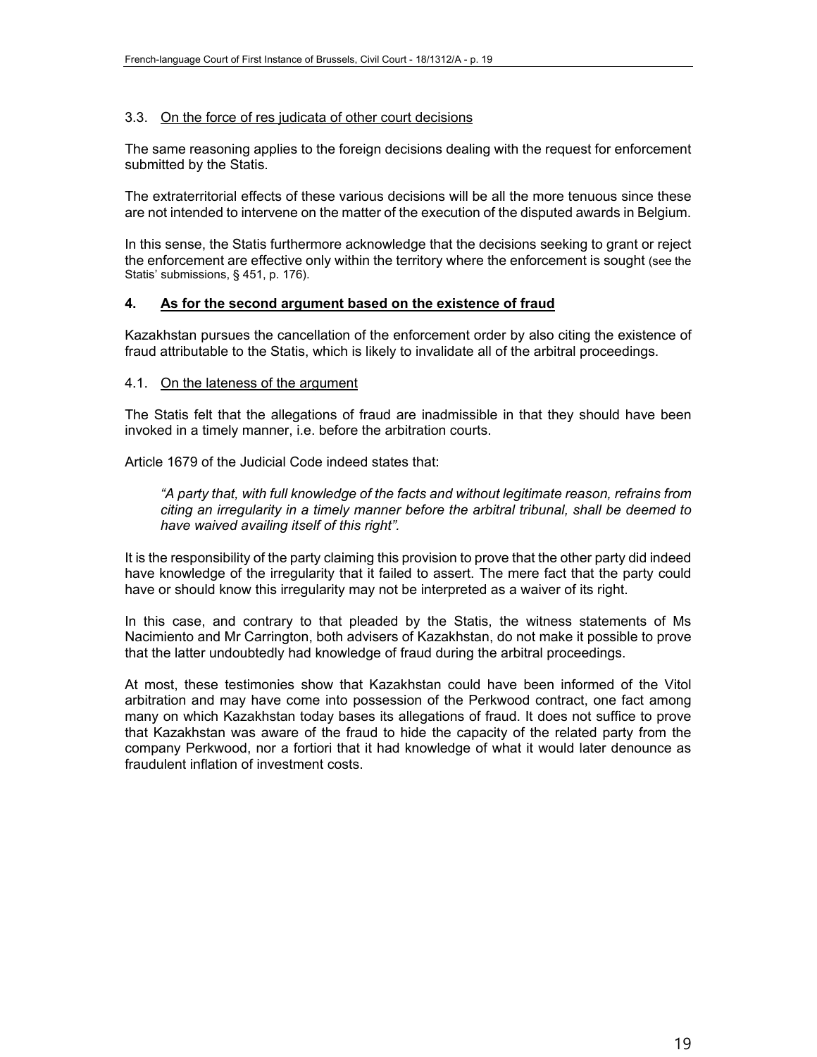### 3.3. On the force of res judicata of other court decisions

The same reasoning applies to the foreign decisions dealing with the request for enforcement submitted by the Statis.

The extraterritorial effects of these various decisions will be all the more tenuous since these are not intended to intervene on the matter of the execution of the disputed awards in Belgium.

In this sense, the Statis furthermore acknowledge that the decisions seeking to grant or reject the enforcement are effective only within the territory where the enforcement is sought (see the Statis' submissions, § 451, p. 176).

## 4. As for the second argument based on the existence of fraud

Kazakhstan pursues the cancellation of the enforcement order by also citing the existence of fraud attributable to the Statis, which is likely to invalidate all of the arbitral proceedings.

### 4.1. On the lateness of the argument

The Statis felt that the allegations of fraud are inadmissible in that they should have been invoked in a timely manner, i.e. before the arbitration courts.

Article 1679 of the Judicial Code indeed states that:

> *"A party that, with full knowledge of the facts and without legitimate reason, refrains from citing an irregularity in a timely manner before the arbitral tribunal, shall be deemed to have waived availing itself of this right".*

It is the responsibility of the party claiming this provision to prove that the other party did indeed have knowledge of the irregularity that it failed to assert. The mere fact that the party could have or should know this irregularity may not be interpreted as a waiver of its right.

In this case, and contrary to that pleaded by the Statis, the witness statements of Ms Nacimiento and Mr Carrington, both advisers of Kazakhstan, do not make it possible to prove that the latter undoubtedly had knowledge of fraud during the arbitral proceedings.

At most, these testimonies show that Kazakhstan could have been informed of the Vitol arbitration and may have come into possession of the Perkwood contract, one fact among many on which Kazakhstan today bases its allegations of fraud. It does not suffice to prove that Kazakhstan was aware of the fraud to hide the capacity of the related party from the company Perkwood, nor a fortiori that it had knowledge of what it would later denounce as fraudulent inflation of investment costs.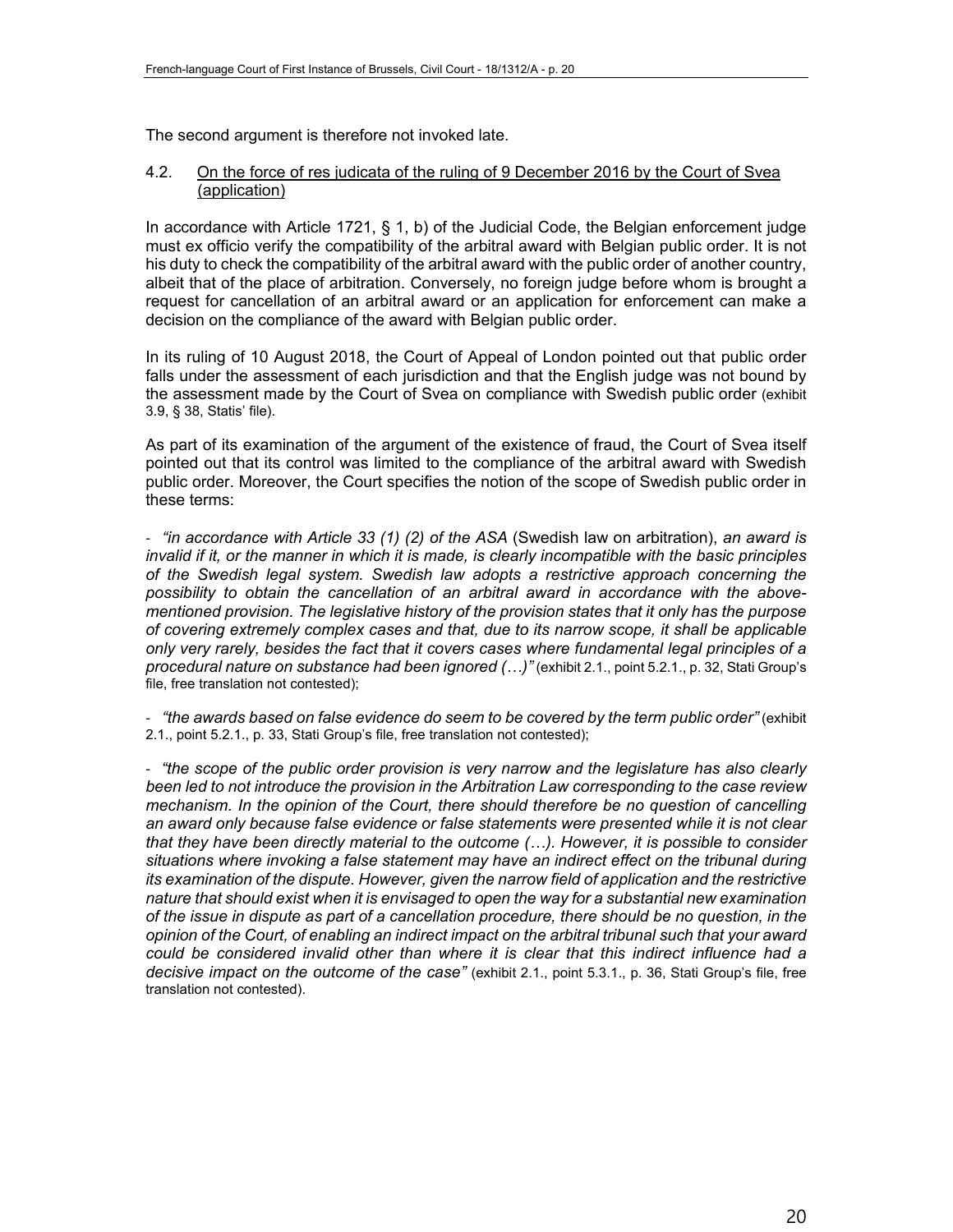The second argument is therefore not invoked late.

4.2. <u>On the force of res judicata of the ruling of 9 December 2016 by the Court of Svea (application)</u>

In accordance with Article 1721, § 1, b) of the Judicial Code, the Belgian enforcement judge must ex officio verify the compatibility of the arbitral award with Belgian public order. It is not his duty to check the compatibility of the arbitral award with the public order of another country, albeit that of the place of arbitration. Conversely, no foreign judge before whom is brought a request for cancellation of an arbitral award or an application for enforcement can make a decision on the compliance of the award with Belgian public order.

In its ruling of 10 August 2018, the Court of Appeal of London pointed out that public order falls under the assessment of each jurisdiction and that the English judge was not bound by the assessment made by the Court of Svea on compliance with Swedish public order (exhibit 3.9, § 38, Statis' file).

As part of its examination of the argument of the existence of fraud, the Court of Svea itself pointed out that its control was limited to the compliance of the arbitral award with Swedish public order. Moreover, the Court specifies the notion of the scope of Swedish public order in these terms:

- *"in accordance with Article 33 (1) (2) of the ASA* (Swedish law on arbitration), *an award is invalid if it, or the manner in which it is made, is clearly incompatible with the basic principles of the Swedish legal system. Swedish law adopts a restrictive approach concerning the possibility to obtain the cancellation of an arbitral award in accordance with the above-mentioned provision. The legislative history of the provision states that it only has the purpose of covering extremely complex cases and that, due to its narrow scope, it shall be applicable only very rarely, besides the fact that it covers cases where fundamental legal principles of a procedural nature on substance had been ignored (…)"* (exhibit 2.1., point 5.2.1., p. 32, Stati Group's file, free translation not contested);

- *"the awards based on false evidence do seem to be covered by the term public order"* (exhibit 2.1., point 5.2.1., p. 33, Stati Group's file, free translation not contested);

- *"the scope of the public order provision is very narrow and the legislature has also clearly been led to not introduce the provision in the Arbitration Law corresponding to the case review mechanism. In the opinion of the Court, there should therefore be no question of cancelling an award only because false evidence or false statements were presented while it is not clear that they have been directly material to the outcome (…). However, it is possible to consider situations where invoking a false statement may have an indirect effect on the tribunal during its examination of the dispute. However, given the narrow field of application and the restrictive nature that should exist when it is envisaged to open the way for a substantial new examination of the issue in dispute as part of a cancellation procedure, there should be no question, in the opinion of the Court, of enabling an indirect impact on the arbitral tribunal such that your award could be considered invalid other than where it is clear that this indirect influence had a decisive impact on the outcome of the case"* (exhibit 2.1., point 5.3.1., p. 36, Stati Group's file, free translation not contested).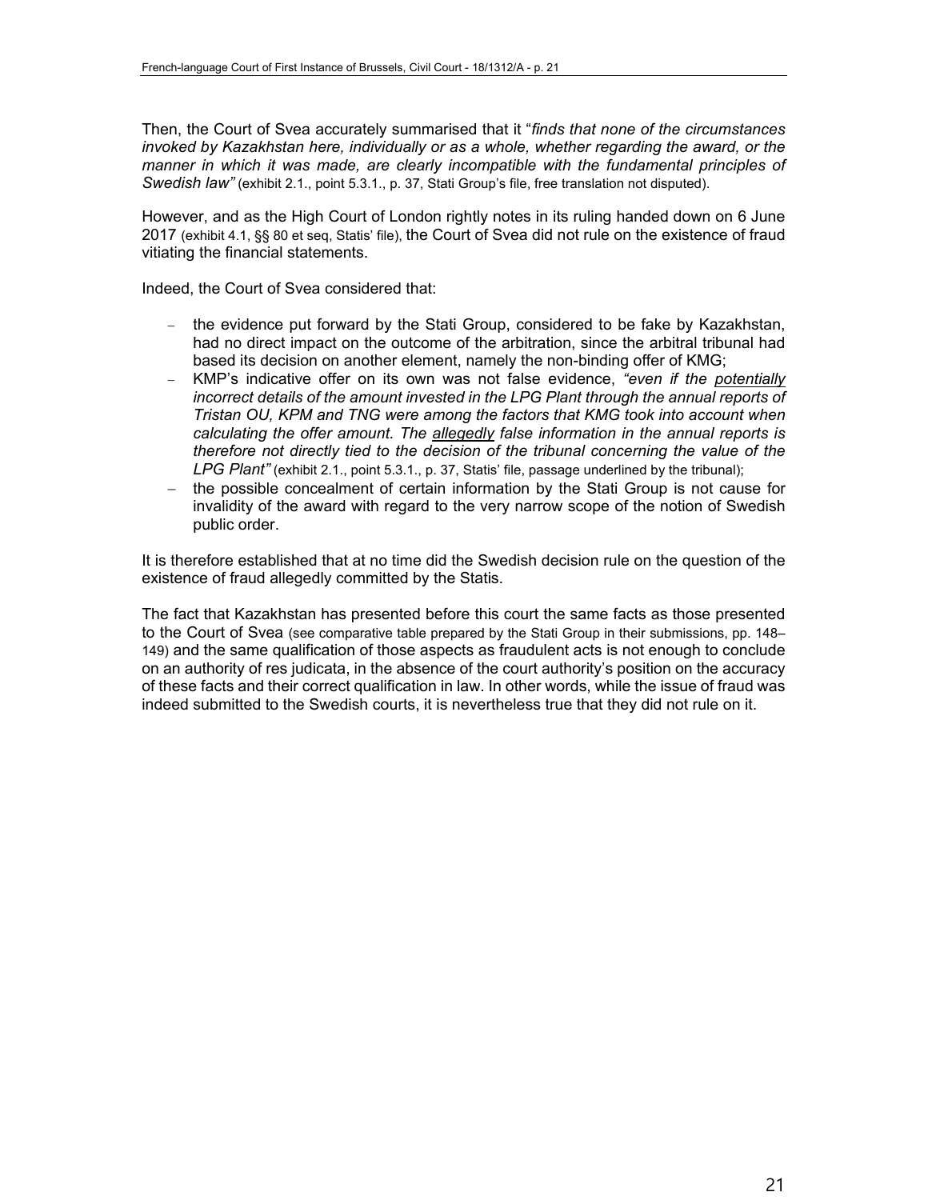Then, the Court of Svea accurately summarised that it "*finds that none of the circumstances invoked by Kazakhstan here, individually or as a whole, whether regarding the award, or the manner in which it was made, are clearly incompatible with the fundamental principles of Swedish law"* (exhibit 2.1., point 5.3.1., p. 37, Stati Group's file, free translation not disputed).

However, and as the High Court of London rightly notes in its ruling handed down on 6 June 2017 (exhibit 4.1, §§ 80 et seq, Statis' file), the Court of Svea did not rule on the existence of fraud vitiating the financial statements.

Indeed, the Court of Svea considered that:

- the evidence put forward by the Stati Group, considered to be fake by Kazakhstan, had no direct impact on the outcome of the arbitration, since the arbitral tribunal had based its decision on another element, namely the non-binding offer of KMG;
- KMP's indicative offer on its own was not false evidence, *"even if the <u>potentially</u> incorrect details of the amount invested in the LPG Plant through the annual reports of Tristan OU, KPM and TNG were among the factors that KMG took into account when calculating the offer amount. The <u>allegedly</u> false information in the annual reports is therefore not directly tied to the decision of the tribunal concerning the value of the LPG Plant"* (exhibit 2.1., point 5.3.1., p. 37, Statis' file, passage underlined by the tribunal);
- the possible concealment of certain information by the Stati Group is not cause for invalidity of the award with regard to the very narrow scope of the notion of Swedish public order.

It is therefore established that at no time did the Swedish decision rule on the question of the existence of fraud allegedly committed by the Statis.

The fact that Kazakhstan has presented before this court the same facts as those presented to the Court of Svea (see comparative table prepared by the Stati Group in their submissions, pp. 148–149) and the same qualification of those aspects as fraudulent acts is not enough to conclude on an authority of res judicata, in the absence of the court authority's position on the accuracy of these facts and their correct qualification in law. In other words, while the issue of fraud was indeed submitted to the Swedish courts, it is nevertheless true that they did not rule on it.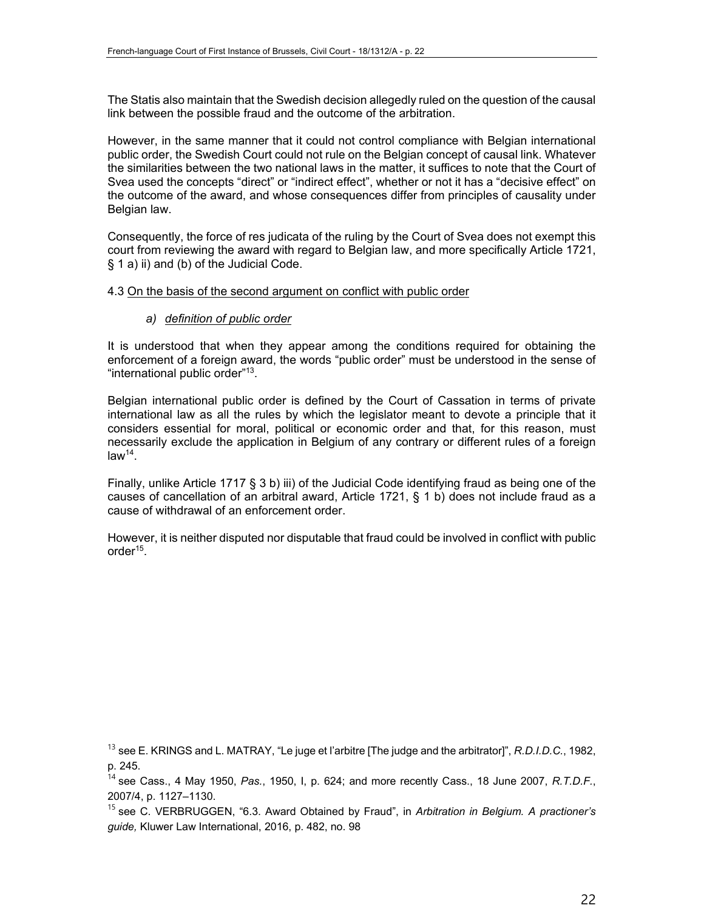The Statis also maintain that the Swedish decision allegedly ruled on the question of the causal link between the possible fraud and the outcome of the arbitration.

However, in the same manner that it could not control compliance with Belgian international public order, the Swedish Court could not rule on the Belgian concept of causal link. Whatever the similarities between the two national laws in the matter, it suffices to note that the Court of Svea used the concepts "direct" or "indirect effect", whether or not it has a "decisive effect" on the outcome of the award, and whose consequences differ from principles of causality under Belgian law.

Consequently, the force of res judicata of the ruling by the Court of Svea does not exempt this court from reviewing the award with regard to Belgian law, and more specifically Article 1721, § 1 a) ii) and (b) of the Judicial Code.

4.3 On the basis of the second argument on conflict with public order

*a) definition of public order*

It is understood that when they appear among the conditions required for obtaining the enforcement of a foreign award, the words "public order" must be understood in the sense of "international public order"[13].

Belgian international public order is defined by the Court of Cassation in terms of private international law as all the rules by which the legislator meant to devote a principle that it considers essential for moral, political or economic order and that, for this reason, must necessarily exclude the application in Belgium of any contrary or different rules of a foreign law[14].

Finally, unlike Article 1717 § 3 b) iii) of the Judicial Code identifying fraud as being one of the causes of cancellation of an arbitral award, Article 1721, § 1 b) does not include fraud as a cause of withdrawal of an enforcement order.

However, it is neither disputed nor disputable that fraud could be involved in conflict with public order[15].

[13] see E. KRINGS and L. MATRAY, "Le juge et l'arbitre [The judge and the arbitrator]", *R.D.I.D.C.*, 1982, p. 245.

[14] see Cass., 4 May 1950, *Pas.*, 1950, I, p. 624; and more recently Cass., 18 June 2007, *R.T.D.F.*, 2007/4, p. 1127–1130.

[15] see C. VERBRUGGEN, "6.3. Award Obtained by Fraud", in *Arbitration in Belgium. A practioner's guide,* Kluwer Law International, 2016, p. 482, no. 98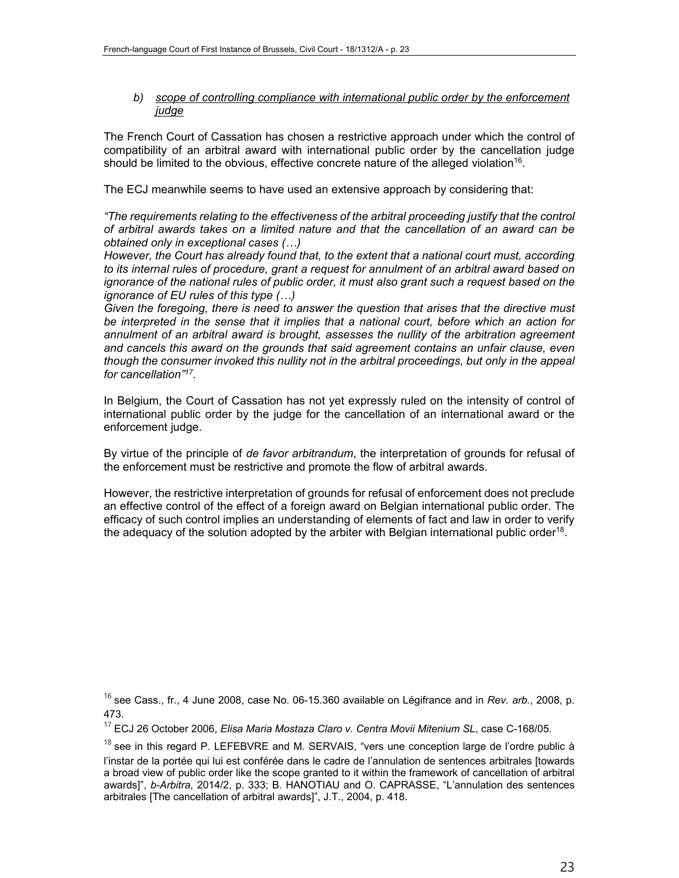*b) scope of controlling compliance with international public order by the enforcement judge*

The French Court of Cassation has chosen a restrictive approach under which the control of compatibility of an arbitral award with international public order by the cancellation judge should be limited to the obvious, effective concrete nature of the alleged violation[16].

The ECJ meanwhile seems to have used an extensive approach by considering that:

*"The requirements relating to the effectiveness of the arbitral proceeding justify that the control of arbitral awards takes on a limited nature and that the cancellation of an award can be obtained only in exceptional cases (…)*
*However, the Court has already found that, to the extent that a national court must, according to its internal rules of procedure, grant a request for annulment of an arbitral award based on ignorance of the national rules of public order, it must also grant such a request based on the ignorance of EU rules of this type (…)*
*Given the foregoing, there is need to answer the question that arises that the directive must be interpreted in the sense that it implies that a national court, before which an action for annulment of an arbitral award is brought, assesses the nullity of the arbitration agreement and cancels this award on the grounds that said agreement contains an unfair clause, even though the consumer invoked this nullity not in the arbitral proceedings, but only in the appeal for cancellation"*[17].

In Belgium, the Court of Cassation has not yet expressly ruled on the intensity of control of international public order by the judge for the cancellation of an international award or the enforcement judge.

By virtue of the principle of *de favor arbitrandum*, the interpretation of grounds for refusal of the enforcement must be restrictive and promote the flow of arbitral awards.

However, the restrictive interpretation of grounds for refusal of enforcement does not preclude an effective control of the effect of a foreign award on Belgian international public order. The efficacy of such control implies an understanding of elements of fact and law in order to verify the adequacy of the solution adopted by the arbiter with Belgian international public order[18].

---

[16] see Cass., fr., 4 June 2008, case No. 06-15.360 available on Légifrance and in *Rev. arb.*, 2008, p. 473.

[17] ECJ 26 October 2006, *Elisa Maria Mostaza Claro v. Centra Movii Mitenium SL*, case C-168/05.

[18] see in this regard P. LEFEBVRE and M. SERVAIS, "vers une conception large de l'ordre public à l'instar de la portée qui lui est conférée dans le cadre de l'annulation de sentences arbitrales [towards a broad view of public order like the scope granted to it within the framework of cancellation of arbitral awards]", *b-Arbitra*, 2014/2, p. 333; B. HANOTIAU and O. CAPRASSE, "L'annulation des sentences arbitrales [The cancellation of arbitral awards]", J.T., 2004, p. 418.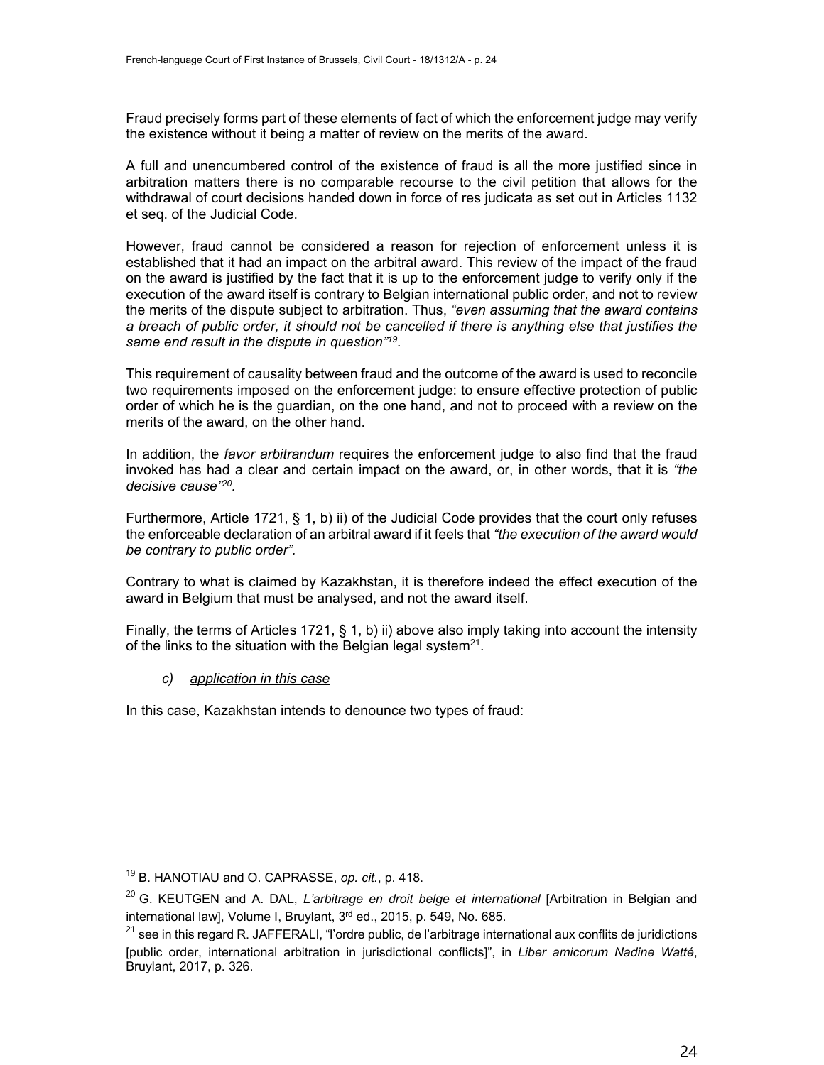Fraud precisely forms part of these elements of fact of which the enforcement judge may verify the existence without it being a matter of review on the merits of the award.

A full and unencumbered control of the existence of fraud is all the more justified since in arbitration matters there is no comparable recourse to the civil petition that allows for the withdrawal of court decisions handed down in force of res judicata as set out in Articles 1132 et seq. of the Judicial Code.

However, fraud cannot be considered a reason for rejection of enforcement unless it is established that it had an impact on the arbitral award. This review of the impact of the fraud on the award is justified by the fact that it is up to the enforcement judge to verify only if the execution of the award itself is contrary to Belgian international public order, and not to review the merits of the dispute subject to arbitration. Thus, *"even assuming that the award contains a breach of public order, it should not be cancelled if there is anything else that justifies the same end result in the dispute in question"*[19].

This requirement of causality between fraud and the outcome of the award is used to reconcile two requirements imposed on the enforcement judge: to ensure effective protection of public order of which he is the guardian, on the one hand, and not to proceed with a review on the merits of the award, on the other hand.

In addition, the *favor arbitrandum* requires the enforcement judge to also find that the fraud invoked has had a clear and certain impact on the award, or, in other words, that it is *"the decisive cause"*[20].

Furthermore, Article 1721, § 1, b) ii) of the Judicial Code provides that the court only refuses the enforceable declaration of an arbitral award if it feels that *"the execution of the award would be contrary to public order"*.

Contrary to what is claimed by Kazakhstan, it is therefore indeed the effect execution of the award in Belgium that must be analysed, and not the award itself.

Finally, the terms of Articles 1721, § 1, b) ii) above also imply taking into account the intensity of the links to the situation with the Belgian legal system[21].

*c) <u>application in this case</u>*

In this case, Kazakhstan intends to denounce two types of fraud:

---

[19] B. HANOTIAU and O. CAPRASSE, *op. cit.*, p. 418.

[20] G. KEUTGEN and A. DAL, *L'arbitrage en droit belge et international* [Arbitration in Belgian and international law], Volume I, Bruylant, 3rd ed., 2015, p. 549, No. 685.

[21] see in this regard R. JAFFERALI, "l'ordre public, de l'arbitrage international aux conflits de juridictions [public order, international arbitration in jurisdictional conflicts]", in *Liber amicorum Nadine Watté*, Bruylant, 2017, p. 326.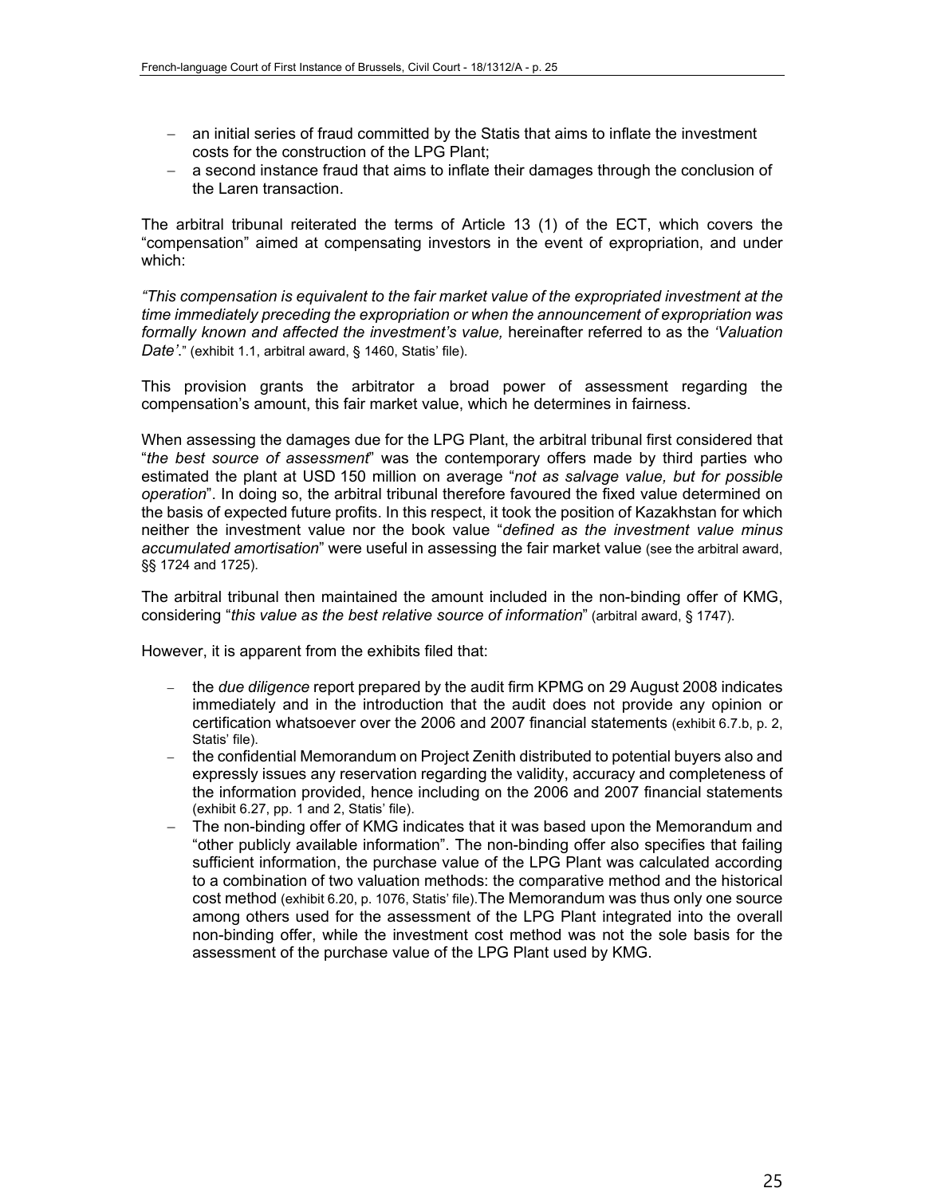- an initial series of fraud committed by the Statis that aims to inflate the investment costs for the construction of the LPG Plant;
- a second instance fraud that aims to inflate their damages through the conclusion of the Laren transaction.

The arbitral tribunal reiterated the terms of Article 13 (1) of the ECT, which covers the "compensation" aimed at compensating investors in the event of expropriation, and under which:

*"This compensation is equivalent to the fair market value of the expropriated investment at the time immediately preceding the expropriation or when the announcement of expropriation was formally known and affected the investment's value,* hereinafter referred to as the *'Valuation Date'*." (exhibit 1.1, arbitral award, § 1460, Statis' file).

This provision grants the arbitrator a broad power of assessment regarding the compensation's amount, this fair market value, which he determines in fairness.

When assessing the damages due for the LPG Plant, the arbitral tribunal first considered that "*the best source of assessment*" was the contemporary offers made by third parties who estimated the plant at USD 150 million on average "*not as salvage value, but for possible operation*". In doing so, the arbitral tribunal therefore favoured the fixed value determined on the basis of expected future profits. In this respect, it took the position of Kazakhstan for which neither the investment value nor the book value "*defined as the investment value minus accumulated amortisation*" were useful in assessing the fair market value (see the arbitral award, §§ 1724 and 1725).

The arbitral tribunal then maintained the amount included in the non-binding offer of KMG, considering "*this value as the best relative source of information*" (arbitral award, § 1747).

However, it is apparent from the exhibits filed that:

- the *due diligence* report prepared by the audit firm KPMG on 29 August 2008 indicates immediately and in the introduction that the audit does not provide any opinion or certification whatsoever over the 2006 and 2007 financial statements (exhibit 6.7.b, p. 2, Statis' file).
- the confidential Memorandum on Project Zenith distributed to potential buyers also and expressly issues any reservation regarding the validity, accuracy and completeness of the information provided, hence including on the 2006 and 2007 financial statements (exhibit 6.27, pp. 1 and 2, Statis' file).
- The non-binding offer of KMG indicates that it was based upon the Memorandum and "other publicly available information". The non-binding offer also specifies that failing sufficient information, the purchase value of the LPG Plant was calculated according to a combination of two valuation methods: the comparative method and the historical cost method (exhibit 6.20, p. 1076, Statis' file).The Memorandum was thus only one source among others used for the assessment of the LPG Plant integrated into the overall non-binding offer, while the investment cost method was not the sole basis for the assessment of the purchase value of the LPG Plant used by KMG.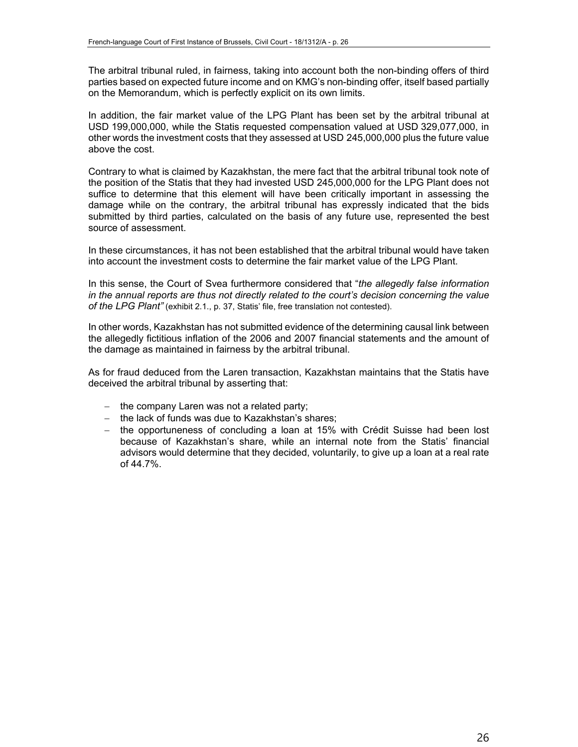The arbitral tribunal ruled, in fairness, taking into account both the non-binding offers of third parties based on expected future income and on KMG's non-binding offer, itself based partially on the Memorandum, which is perfectly explicit on its own limits.

In addition, the fair market value of the LPG Plant has been set by the arbitral tribunal at USD 199,000,000, while the Statis requested compensation valued at USD 329,077,000, in other words the investment costs that they assessed at USD 245,000,000 plus the future value above the cost.

Contrary to what is claimed by Kazakhstan, the mere fact that the arbitral tribunal took note of the position of the Statis that they had invested USD 245,000,000 for the LPG Plant does not suffice to determine that this element will have been critically important in assessing the damage while on the contrary, the arbitral tribunal has expressly indicated that the bids submitted by third parties, calculated on the basis of any future use, represented the best source of assessment.

In these circumstances, it has not been established that the arbitral tribunal would have taken into account the investment costs to determine the fair market value of the LPG Plant.

In this sense, the Court of Svea furthermore considered that "*the allegedly false information in the annual reports are thus not directly related to the court's decision concerning the value of the LPG Plant"* (exhibit 2.1., p. 37, Statis' file, free translation not contested).

In other words, Kazakhstan has not submitted evidence of the determining causal link between the allegedly fictitious inflation of the 2006 and 2007 financial statements and the amount of the damage as maintained in fairness by the arbitral tribunal.

As for fraud deduced from the Laren transaction, Kazakhstan maintains that the Statis have deceived the arbitral tribunal by asserting that:

- the company Laren was not a related party;
- the lack of funds was due to Kazakhstan's shares;
- the opportuneness of concluding a loan at 15% with Crédit Suisse had been lost because of Kazakhstan's share, while an internal note from the Statis' financial advisors would determine that they decided, voluntarily, to give up a loan at a real rate of 44.7%.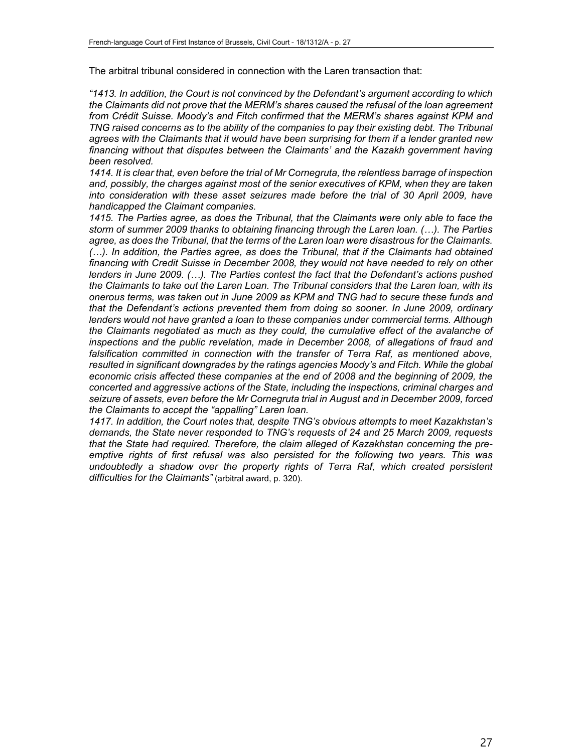The arbitral tribunal considered in connection with the Laren transaction that:

*"1413. In addition, the Court is not convinced by the Defendant's argument according to which the Claimants did not prove that the MERM's shares caused the refusal of the loan agreement from Crédit Suisse. Moody's and Fitch confirmed that the MERM's shares against KPM and TNG raised concerns as to the ability of the companies to pay their existing debt. The Tribunal agrees with the Claimants that it would have been surprising for them if a lender granted new financing without that disputes between the Claimants' and the Kazakh government having been resolved.*

*1414. It is clear that, even before the trial of Mr Cornegruta, the relentless barrage of inspection and, possibly, the charges against most of the senior executives of KPM, when they are taken into consideration with these asset seizures made before the trial of 30 April 2009, have handicapped the Claimant companies.*

*1415. The Parties agree, as does the Tribunal, that the Claimants were only able to face the storm of summer 2009 thanks to obtaining financing through the Laren loan. (…). The Parties agree, as does the Tribunal, that the terms of the Laren loan were disastrous for the Claimants. (…). In addition, the Parties agree, as does the Tribunal, that if the Claimants had obtained financing with Credit Suisse in December 2008, they would not have needed to rely on other lenders in June 2009. (…). The Parties contest the fact that the Defendant's actions pushed the Claimants to take out the Laren Loan. The Tribunal considers that the Laren loan, with its onerous terms, was taken out in June 2009 as KPM and TNG had to secure these funds and that the Defendant's actions prevented them from doing so sooner. In June 2009, ordinary lenders would not have granted a loan to these companies under commercial terms. Although the Claimants negotiated as much as they could, the cumulative effect of the avalanche of inspections and the public revelation, made in December 2008, of allegations of fraud and falsification committed in connection with the transfer of Terra Raf, as mentioned above, resulted in significant downgrades by the ratings agencies Moody's and Fitch. While the global economic crisis affected these companies at the end of 2008 and the beginning of 2009, the concerted and aggressive actions of the State, including the inspections, criminal charges and seizure of assets, even before the Mr Cornegruta trial in August and in December 2009, forced the Claimants to accept the "appalling" Laren loan.*

*1417. In addition, the Court notes that, despite TNG's obvious attempts to meet Kazakhstan's demands, the State never responded to TNG's requests of 24 and 25 March 2009, requests that the State had required. Therefore, the claim alleged of Kazakhstan concerning the pre-emptive rights of first refusal was also persisted for the following two years. This was undoubtedly a shadow over the property rights of Terra Raf, which created persistent difficulties for the Claimants"* (arbitral award, p. 320).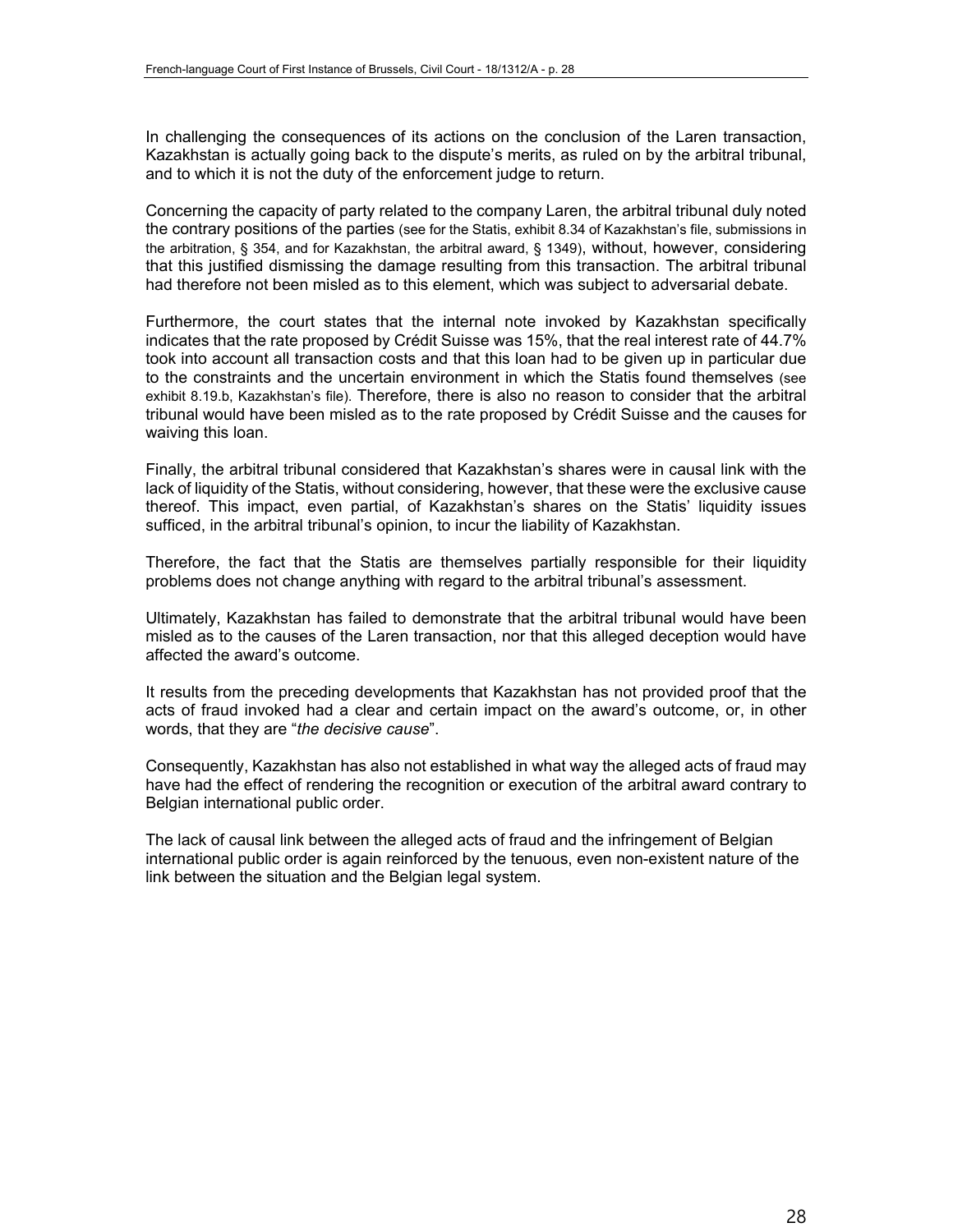In challenging the consequences of its actions on the conclusion of the Laren transaction, Kazakhstan is actually going back to the dispute's merits, as ruled on by the arbitral tribunal, and to which it is not the duty of the enforcement judge to return.

Concerning the capacity of party related to the company Laren, the arbitral tribunal duly noted the contrary positions of the parties (see for the Statis, exhibit 8.34 of Kazakhstan's file, submissions in the arbitration, § 354, and for Kazakhstan, the arbitral award, § 1349), without, however, considering that this justified dismissing the damage resulting from this transaction. The arbitral tribunal had therefore not been misled as to this element, which was subject to adversarial debate.

Furthermore, the court states that the internal note invoked by Kazakhstan specifically indicates that the rate proposed by Crédit Suisse was 15%, that the real interest rate of 44.7% took into account all transaction costs and that this loan had to be given up in particular due to the constraints and the uncertain environment in which the Statis found themselves (see exhibit 8.19.b, Kazakhstan's file). Therefore, there is also no reason to consider that the arbitral tribunal would have been misled as to the rate proposed by Crédit Suisse and the causes for waiving this loan.

Finally, the arbitral tribunal considered that Kazakhstan's shares were in causal link with the lack of liquidity of the Statis, without considering, however, that these were the exclusive cause thereof. This impact, even partial, of Kazakhstan's shares on the Statis' liquidity issues sufficed, in the arbitral tribunal's opinion, to incur the liability of Kazakhstan.

Therefore, the fact that the Statis are themselves partially responsible for their liquidity problems does not change anything with regard to the arbitral tribunal's assessment.

Ultimately, Kazakhstan has failed to demonstrate that the arbitral tribunal would have been misled as to the causes of the Laren transaction, nor that this alleged deception would have affected the award's outcome.

It results from the preceding developments that Kazakhstan has not provided proof that the acts of fraud invoked had a clear and certain impact on the award's outcome, or, in other words, that they are "*the decisive cause*".

Consequently, Kazakhstan has also not established in what way the alleged acts of fraud may have had the effect of rendering the recognition or execution of the arbitral award contrary to Belgian international public order.

The lack of causal link between the alleged acts of fraud and the infringement of Belgian international public order is again reinforced by the tenuous, even non-existent nature of the link between the situation and the Belgian legal system.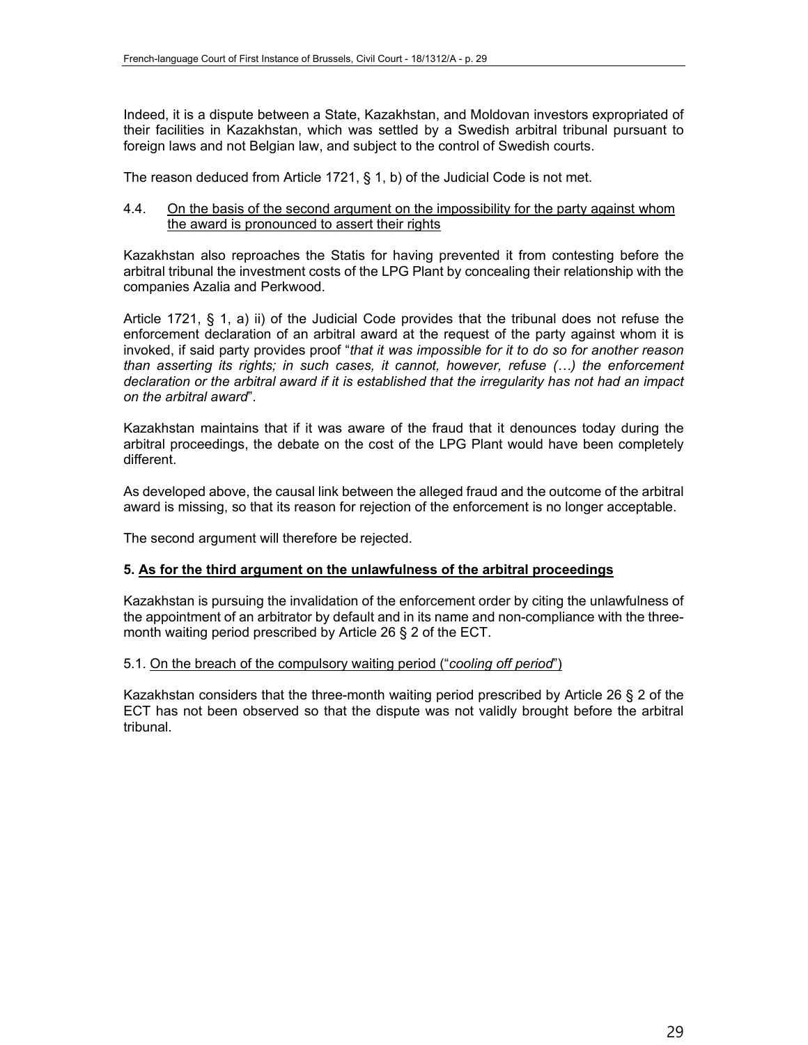Indeed, it is a dispute between a State, Kazakhstan, and Moldovan investors expropriated of their facilities in Kazakhstan, which was settled by a Swedish arbitral tribunal pursuant to foreign laws and not Belgian law, and subject to the control of Swedish courts.

The reason deduced from Article 1721, § 1, b) of the Judicial Code is not met.

### 4.4. On the basis of the second argument on the impossibility for the party against whom the award is pronounced to assert their rights

Kazakhstan also reproaches the Statis for having prevented it from contesting before the arbitral tribunal the investment costs of the LPG Plant by concealing their relationship with the companies Azalia and Perkwood.

Article 1721, § 1, a) ii) of the Judicial Code provides that the tribunal does not refuse the enforcement declaration of an arbitral award at the request of the party against whom it is invoked, if said party provides proof "*that it was impossible for it to do so for another reason than asserting its rights; in such cases, it cannot, however, refuse (…) the enforcement declaration or the arbitral award if it is established that the irregularity has not had an impact on the arbitral award*".

Kazakhstan maintains that if it was aware of the fraud that it denounces today during the arbitral proceedings, the debate on the cost of the LPG Plant would have been completely different.

As developed above, the causal link between the alleged fraud and the outcome of the arbitral award is missing, so that its reason for rejection of the enforcement is no longer acceptable.

The second argument will therefore be rejected.

## 5. As for the third argument on the unlawfulness of the arbitral proceedings

Kazakhstan is pursuing the invalidation of the enforcement order by citing the unlawfulness of the appointment of an arbitrator by default and in its name and non-compliance with the three-month waiting period prescribed by Article 26 § 2 of the ECT.

### 5.1. On the breach of the compulsory waiting period ("*cooling off period*")

Kazakhstan considers that the three-month waiting period prescribed by Article 26 § 2 of the ECT has not been observed so that the dispute was not validly brought before the arbitral tribunal.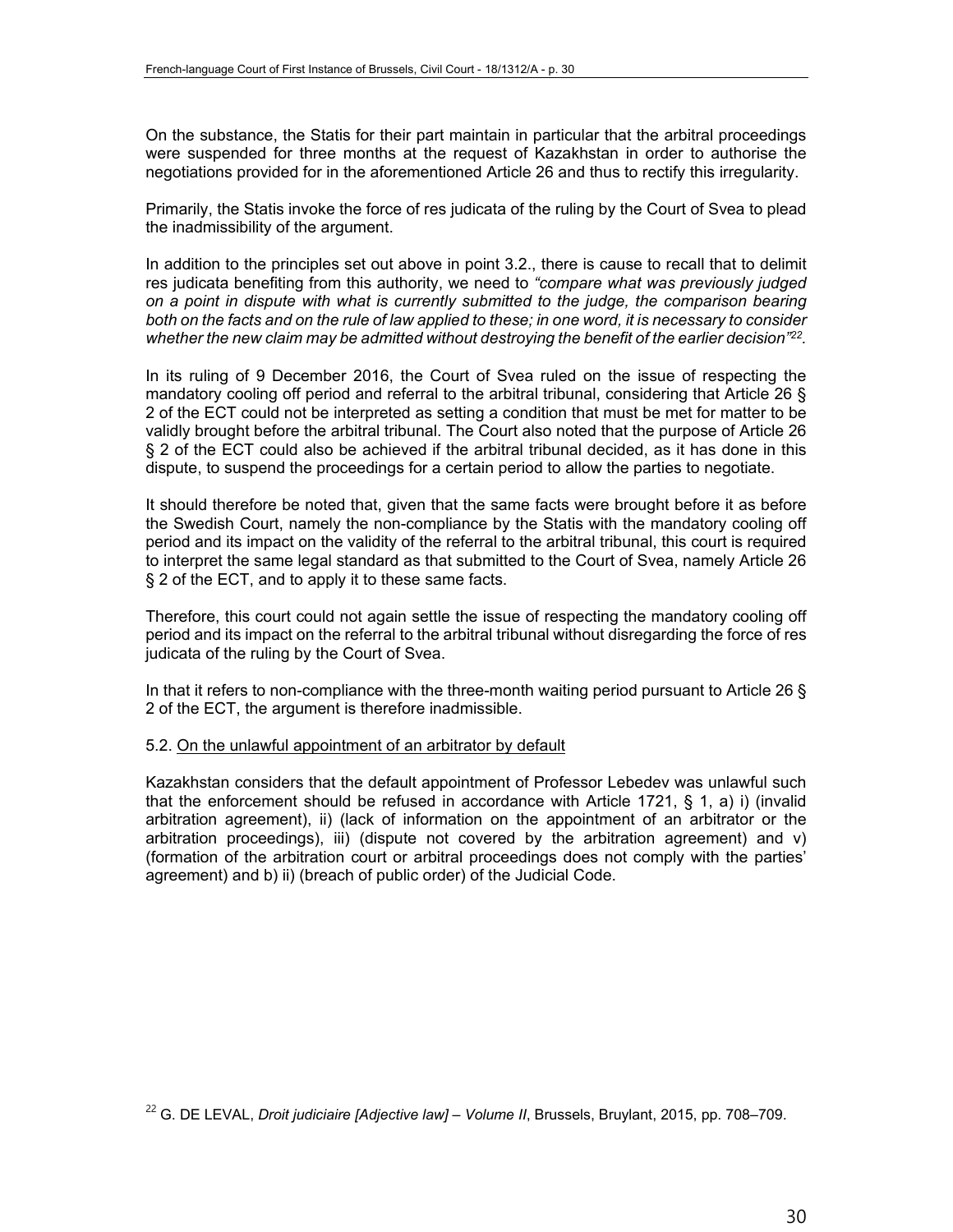On the substance, the Statis for their part maintain in particular that the arbitral proceedings were suspended for three months at the request of Kazakhstan in order to authorise the negotiations provided for in the aforementioned Article 26 and thus to rectify this irregularity.

Primarily, the Statis invoke the force of res judicata of the ruling by the Court of Svea to plead the inadmissibility of the argument.

In addition to the principles set out above in point 3.2., there is cause to recall that to delimit res judicata benefiting from this authority, we need to *"compare what was previously judged on a point in dispute with what is currently submitted to the judge, the comparison bearing both on the facts and on the rule of law applied to these; in one word, it is necessary to consider whether the new claim may be admitted without destroying the benefit of the earlier decision"*[22].

In its ruling of 9 December 2016, the Court of Svea ruled on the issue of respecting the mandatory cooling off period and referral to the arbitral tribunal, considering that Article 26 § 2 of the ECT could not be interpreted as setting a condition that must be met for matter to be validly brought before the arbitral tribunal. The Court also noted that the purpose of Article 26 § 2 of the ECT could also be achieved if the arbitral tribunal decided, as it has done in this dispute, to suspend the proceedings for a certain period to allow the parties to negotiate.

It should therefore be noted that, given that the same facts were brought before it as before the Swedish Court, namely the non-compliance by the Statis with the mandatory cooling off period and its impact on the validity of the referral to the arbitral tribunal, this court is required to interpret the same legal standard as that submitted to the Court of Svea, namely Article 26 § 2 of the ECT, and to apply it to these same facts.

Therefore, this court could not again settle the issue of respecting the mandatory cooling off period and its impact on the referral to the arbitral tribunal without disregarding the force of res judicata of the ruling by the Court of Svea.

In that it refers to non-compliance with the three-month waiting period pursuant to Article 26 § 2 of the ECT, the argument is therefore inadmissible.

5.2. <u>On the unlawful appointment of an arbitrator by default</u>

Kazakhstan considers that the default appointment of Professor Lebedev was unlawful such that the enforcement should be refused in accordance with Article 1721, § 1, a) i) (invalid arbitration agreement), ii) (lack of information on the appointment of an arbitrator or the arbitration proceedings), iii) (dispute not covered by the arbitration agreement) and v) (formation of the arbitration court or arbitral proceedings does not comply with the parties' agreement) and b) ii) (breach of public order) of the Judicial Code.

---

[22] G. DE LEVAL, *Droit judiciaire [Adjective law] – Volume II*, Brussels, Bruylant, 2015, pp. 708–709.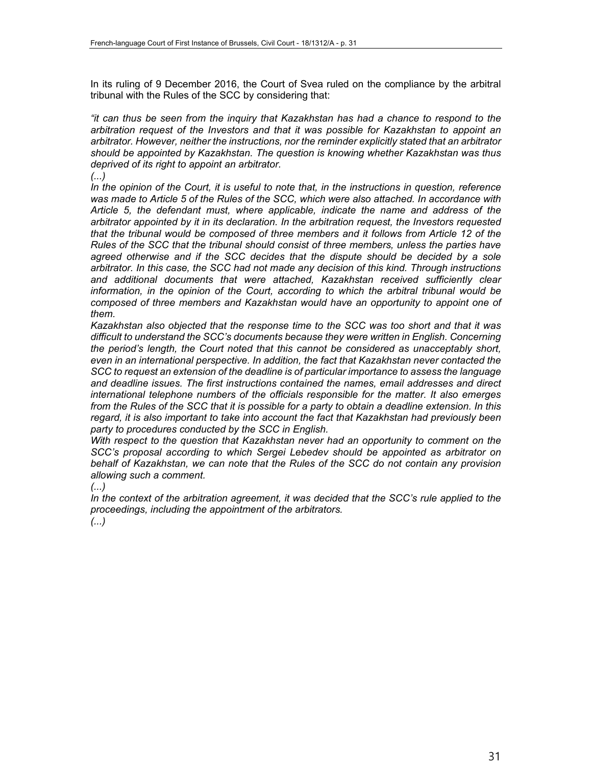In its ruling of 9 December 2016, the Court of Svea ruled on the compliance by the arbitral tribunal with the Rules of the SCC by considering that:

*"it can thus be seen from the inquiry that Kazakhstan has had a chance to respond to the arbitration request of the Investors and that it was possible for Kazakhstan to appoint an arbitrator. However, neither the instructions, nor the reminder explicitly stated that an arbitrator should be appointed by Kazakhstan. The question is knowing whether Kazakhstan was thus deprived of its right to appoint an arbitrator.*

*(...)*

*In the opinion of the Court, it is useful to note that, in the instructions in question, reference was made to Article 5 of the Rules of the SCC, which were also attached. In accordance with Article 5, the defendant must, where applicable, indicate the name and address of the arbitrator appointed by it in its declaration. In the arbitration request, the Investors requested that the tribunal would be composed of three members and it follows from Article 12 of the Rules of the SCC that the tribunal should consist of three members, unless the parties have agreed otherwise and if the SCC decides that the dispute should be decided by a sole arbitrator. In this case, the SCC had not made any decision of this kind. Through instructions and additional documents that were attached, Kazakhstan received sufficiently clear information, in the opinion of the Court, according to which the arbitral tribunal would be composed of three members and Kazakhstan would have an opportunity to appoint one of them.*

*Kazakhstan also objected that the response time to the SCC was too short and that it was difficult to understand the SCC's documents because they were written in English. Concerning the period's length, the Court noted that this cannot be considered as unacceptably short, even in an international perspective. In addition, the fact that Kazakhstan never contacted the SCC to request an extension of the deadline is of particular importance to assess the language and deadline issues. The first instructions contained the names, email addresses and direct international telephone numbers of the officials responsible for the matter. It also emerges from the Rules of the SCC that it is possible for a party to obtain a deadline extension. In this regard, it is also important to take into account the fact that Kazakhstan had previously been party to procedures conducted by the SCC in English.*

*With respect to the question that Kazakhstan never had an opportunity to comment on the SCC's proposal according to which Sergei Lebedev should be appointed as arbitrator on behalf of Kazakhstan, we can note that the Rules of the SCC do not contain any provision allowing such a comment.*

*(...)*

*In the context of the arbitration agreement, it was decided that the SCC's rule applied to the proceedings, including the appointment of the arbitrators.*

*(...)*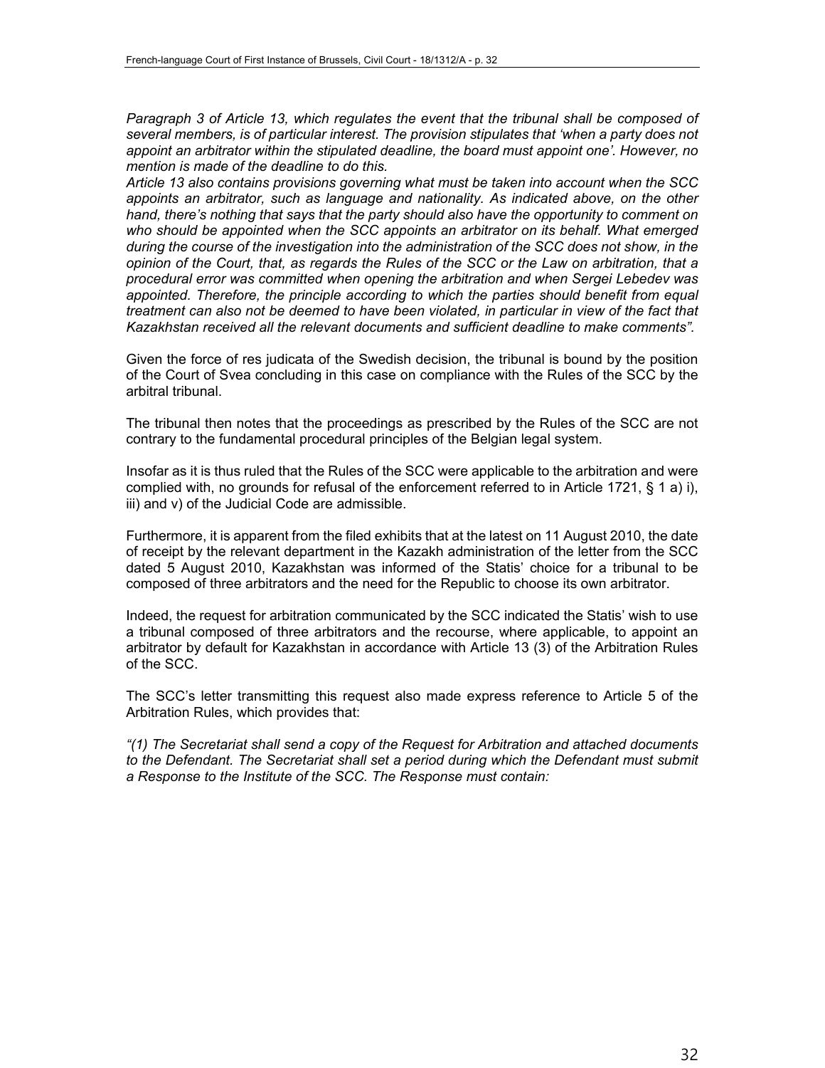*Paragraph 3 of Article 13, which regulates the event that the tribunal shall be composed of several members, is of particular interest. The provision stipulates that 'when a party does not appoint an arbitrator within the stipulated deadline, the board must appoint one'. However, no mention is made of the deadline to do this.*

*Article 13 also contains provisions governing what must be taken into account when the SCC appoints an arbitrator, such as language and nationality. As indicated above, on the other hand, there's nothing that says that the party should also have the opportunity to comment on who should be appointed when the SCC appoints an arbitrator on its behalf. What emerged during the course of the investigation into the administration of the SCC does not show, in the opinion of the Court, that, as regards the Rules of the SCC or the Law on arbitration, that a procedural error was committed when opening the arbitration and when Sergei Lebedev was appointed. Therefore, the principle according to which the parties should benefit from equal treatment can also not be deemed to have been violated, in particular in view of the fact that Kazakhstan received all the relevant documents and sufficient deadline to make comments".*

Given the force of res judicata of the Swedish decision, the tribunal is bound by the position of the Court of Svea concluding in this case on compliance with the Rules of the SCC by the arbitral tribunal.

The tribunal then notes that the proceedings as prescribed by the Rules of the SCC are not contrary to the fundamental procedural principles of the Belgian legal system.

Insofar as it is thus ruled that the Rules of the SCC were applicable to the arbitration and were complied with, no grounds for refusal of the enforcement referred to in Article 1721, § 1 a) i), iii) and v) of the Judicial Code are admissible.

Furthermore, it is apparent from the filed exhibits that at the latest on 11 August 2010, the date of receipt by the relevant department in the Kazakh administration of the letter from the SCC dated 5 August 2010, Kazakhstan was informed of the Statis' choice for a tribunal to be composed of three arbitrators and the need for the Republic to choose its own arbitrator.

Indeed, the request for arbitration communicated by the SCC indicated the Statis' wish to use a tribunal composed of three arbitrators and the recourse, where applicable, to appoint an arbitrator by default for Kazakhstan in accordance with Article 13 (3) of the Arbitration Rules of the SCC.

The SCC's letter transmitting this request also made express reference to Article 5 of the Arbitration Rules, which provides that:

*"(1) The Secretariat shall send a copy of the Request for Arbitration and attached documents to the Defendant. The Secretariat shall set a period during which the Defendant must submit a Response to the Institute of the SCC. The Response must contain:*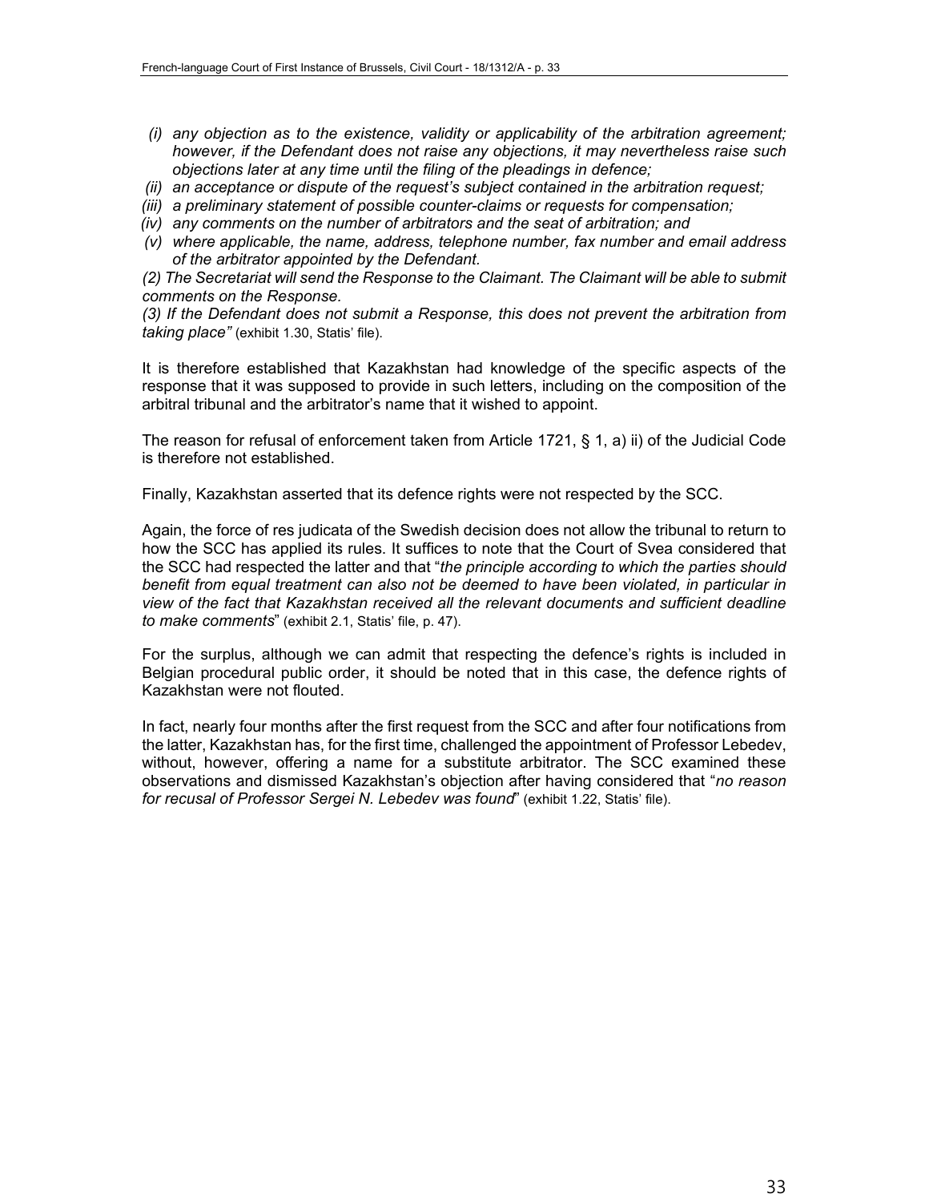*(i) any objection as to the existence, validity or applicability of the arbitration agreement; however, if the Defendant does not raise any objections, it may nevertheless raise such objections later at any time until the filing of the pleadings in defence;*

*(ii) an acceptance or dispute of the request's subject contained in the arbitration request;*

*(iii) a preliminary statement of possible counter-claims or requests for compensation;*

*(iv) any comments on the number of arbitrators and the seat of arbitration; and*

*(v) where applicable, the name, address, telephone number, fax number and email address of the arbitrator appointed by the Defendant.*

*(2) The Secretariat will send the Response to the Claimant. The Claimant will be able to submit comments on the Response.*

*(3) If the Defendant does not submit a Response, this does not prevent the arbitration from taking place"* (exhibit 1.30, Statis' file).

It is therefore established that Kazakhstan had knowledge of the specific aspects of the response that it was supposed to provide in such letters, including on the composition of the arbitral tribunal and the arbitrator's name that it wished to appoint.

The reason for refusal of enforcement taken from Article 1721, § 1, a) ii) of the Judicial Code is therefore not established.

Finally, Kazakhstan asserted that its defence rights were not respected by the SCC.

Again, the force of res judicata of the Swedish decision does not allow the tribunal to return to how the SCC has applied its rules. It suffices to note that the Court of Svea considered that the SCC had respected the latter and that "*the principle according to which the parties should benefit from equal treatment can also not be deemed to have been violated, in particular in view of the fact that Kazakhstan received all the relevant documents and sufficient deadline to make comments*" (exhibit 2.1, Statis' file, p. 47).

For the surplus, although we can admit that respecting the defence's rights is included in Belgian procedural public order, it should be noted that in this case, the defence rights of Kazakhstan were not flouted.

In fact, nearly four months after the first request from the SCC and after four notifications from the latter, Kazakhstan has, for the first time, challenged the appointment of Professor Lebedev, without, however, offering a name for a substitute arbitrator. The SCC examined these observations and dismissed Kazakhstan's objection after having considered that "*no reason for recusal of Professor Sergei N. Lebedev was found*" (exhibit 1.22, Statis' file).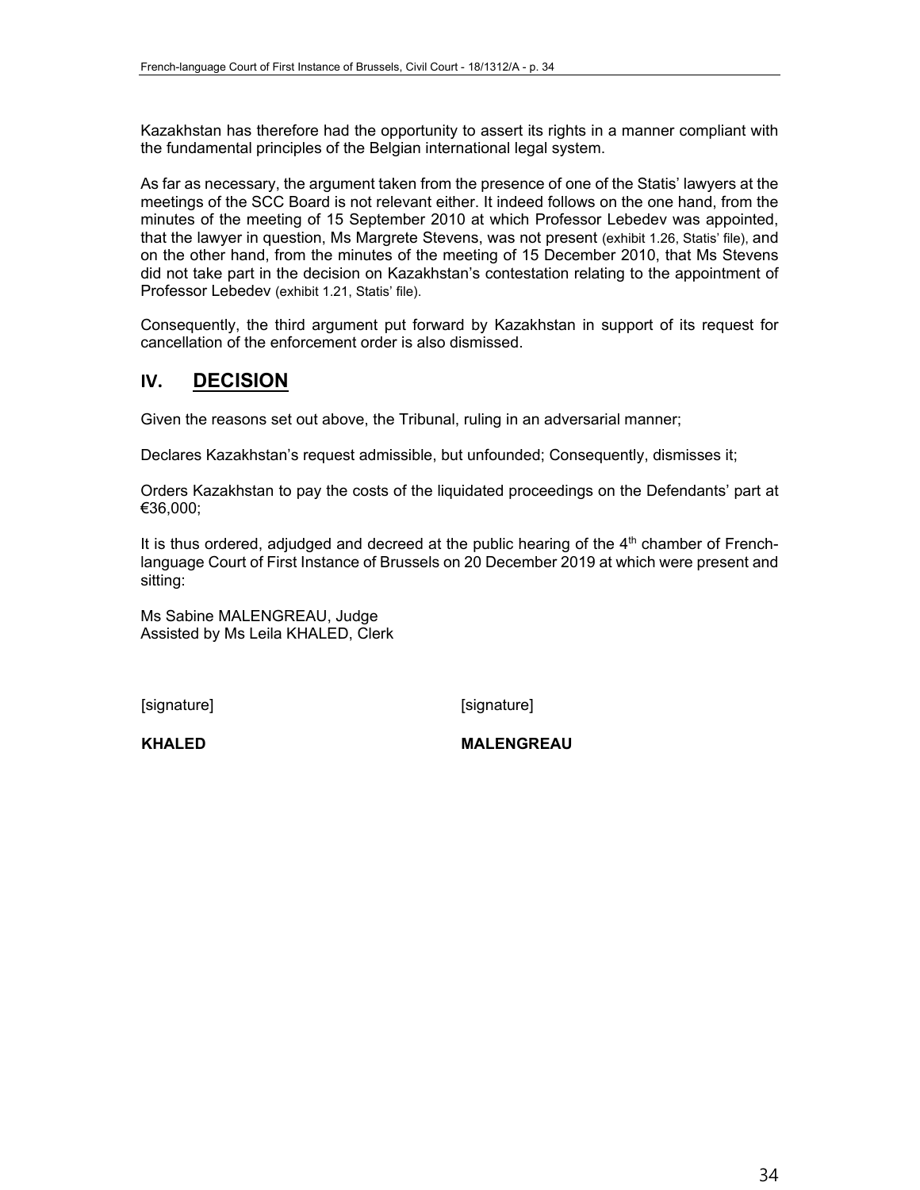Kazakhstan has therefore had the opportunity to assert its rights in a manner compliant with the fundamental principles of the Belgian international legal system.

As far as necessary, the argument taken from the presence of one of the Statis' lawyers at the meetings of the SCC Board is not relevant either. It indeed follows on the one hand, from the minutes of the meeting of 15 September 2010 at which Professor Lebedev was appointed, that the lawyer in question, Ms Margrete Stevens, was not present (exhibit 1.26, Statis' file), and on the other hand, from the minutes of the meeting of 15 December 2010, that Ms Stevens did not take part in the decision on Kazakhstan's contestation relating to the appointment of Professor Lebedev (exhibit 1.21, Statis' file).

Consequently, the third argument put forward by Kazakhstan in support of its request for cancellation of the enforcement order is also dismissed.

## IV. DECISION

Given the reasons set out above, the Tribunal, ruling in an adversarial manner;

Declares Kazakhstan's request admissible, but unfounded; Consequently, dismisses it;

Orders Kazakhstan to pay the costs of the liquidated proceedings on the Defendants' part at €36,000;

It is thus ordered, adjudged and decreed at the public hearing of the 4th chamber of French-language Court of First Instance of Brussels on 20 December 2019 at which were present and sitting:

Ms Sabine MALENGREAU, Judge
Assisted by Ms Leila KHALED, Clerk

[signature] [signature]

**KHALED** **MALENGREAU**